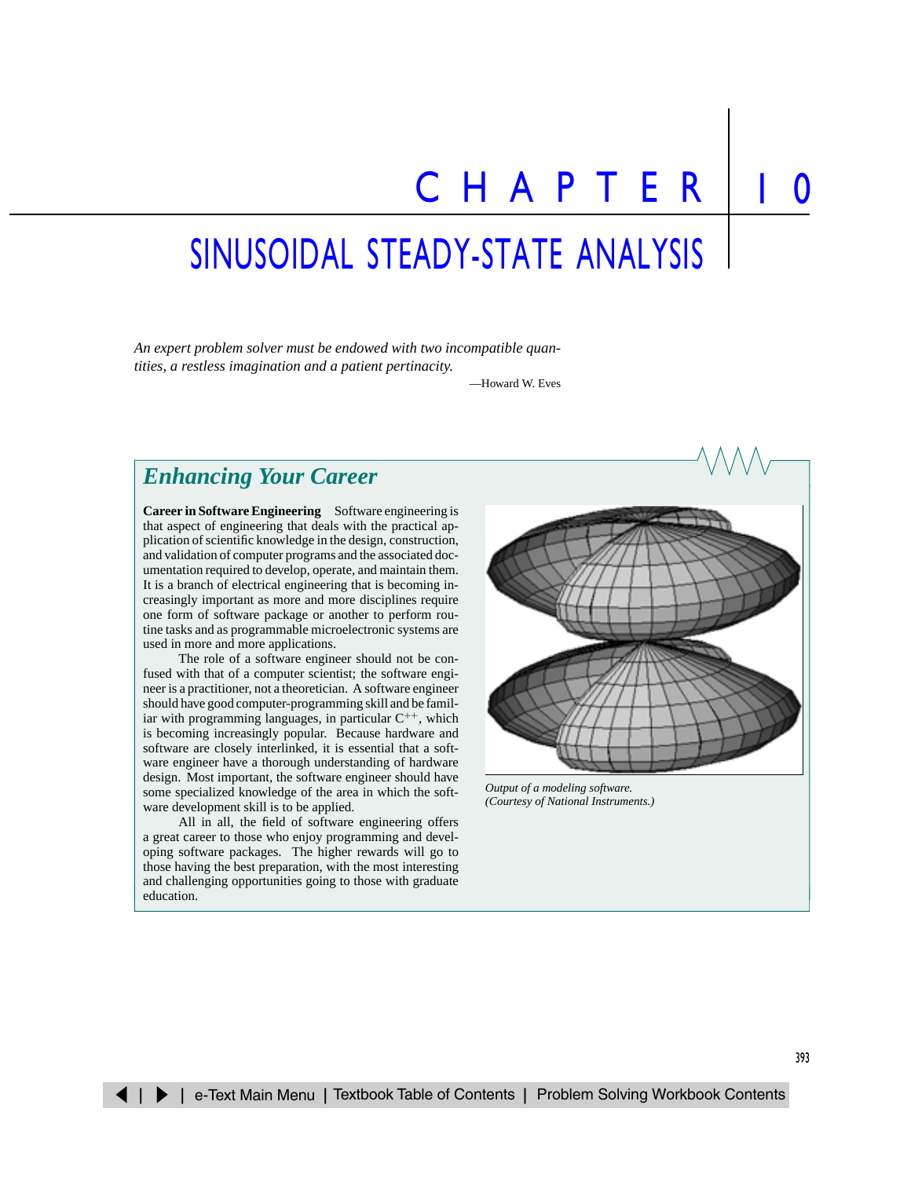# CHAPTER 10

# SINUSOIDAL STEADY-STATE ANALYSIS

*An expert problem solver must be endowed with two incompatible quantities, a restless imagination and a patient pertinacity.*

—Howard W. Eves

## *Enhancing Your Career*

**Career in Software Engineering** Software engineering is that aspect of engineering that deals with the practical application of scientific knowledge in the design, construction, and validation of computer programs and the associated documentation required to develop, operate, and maintain them. It is a branch of electrical engineering that is becoming increasingly important as more and more disciplines require one form of software package or another to perform routine tasks and as programmable microelectronic systems are used in more and more applications.

The role of a software engineer should not be confused with that of a computer scientist; the software engineer is a practitioner, not a theoretician. A software engineer should have good computer-programming skill and be familiar with programming languages, in particular $C^{++}$, which is becoming increasingly popular. Because hardware and software are closely interlinked, it is essential that a software engineer have a thorough understanding of hardware design. Most important, the software engineer should have some specialized knowledge of the area in which the software development skill is to be applied.

All in all, the field of software engineering offers a great career to those who enjoy programming and developing software packages. The higher rewards will go to those having the best preparation, with the most interesting and challenging opportunities going to those with graduate education.

*Output of a modeling software.*
*(Courtesy of National Instruments.)*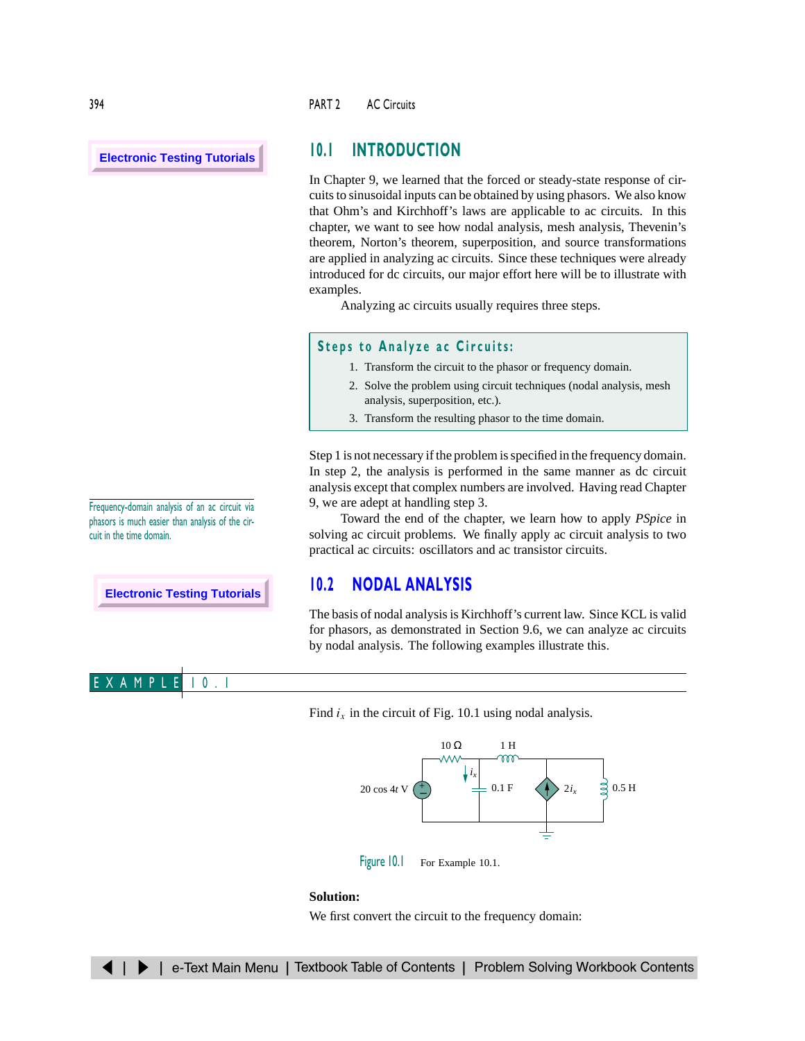Electronic Testing Tutorials

## 10.1 INTRODUCTION

In Chapter 9, we learned that the forced or steady-state response of circuits to sinusoidal inputs can be obtained by using phasors. We also know that Ohm's and Kirchhoff's laws are applicable to ac circuits. In this chapter, we want to see how nodal analysis, mesh analysis, Thevenin's theorem, Norton's theorem, superposition, and source transformations are applied in analyzing ac circuits. Since these techniques were already introduced for dc circuits, our major effort here will be to illustrate with examples.

Analyzing ac circuits usually requires three steps.

**Steps to Analyze ac Circuits:**

1. Transform the circuit to the phasor or frequency domain.
2. Solve the problem using circuit techniques (nodal analysis, mesh analysis, superposition, etc.).
3. Transform the resulting phasor to the time domain.

Step 1 is not necessary if the problem is specified in the frequency domain. In step 2, the analysis is performed in the same manner as dc circuit analysis except that complex numbers are involved. Having read Chapter 9, we are adept at handling step 3.

Frequency-domain analysis of an ac circuit via phasors is much easier than analysis of the circuit in the time domain.

Toward the end of the chapter, we learn how to apply *PSpice* in solving ac circuit problems. We finally apply ac circuit analysis to two practical ac circuits: oscillators and ac transistor circuits.

Electronic Testing Tutorials

## 10.2 NODAL ANALYSIS

The basis of nodal analysis is Kirchhoff's current law. Since KCL is valid for phasors, as demonstrated in Section 9.6, we can analyze ac circuits by nodal analysis. The following examples illustrate this.

### EXAMPLE 10.1

Find $i_x$ in the circuit of Fig. 10.1 using nodal analysis.

Figure 10.1 For Example 10.1.

**Solution:**

We first convert the circuit to the frequency domain: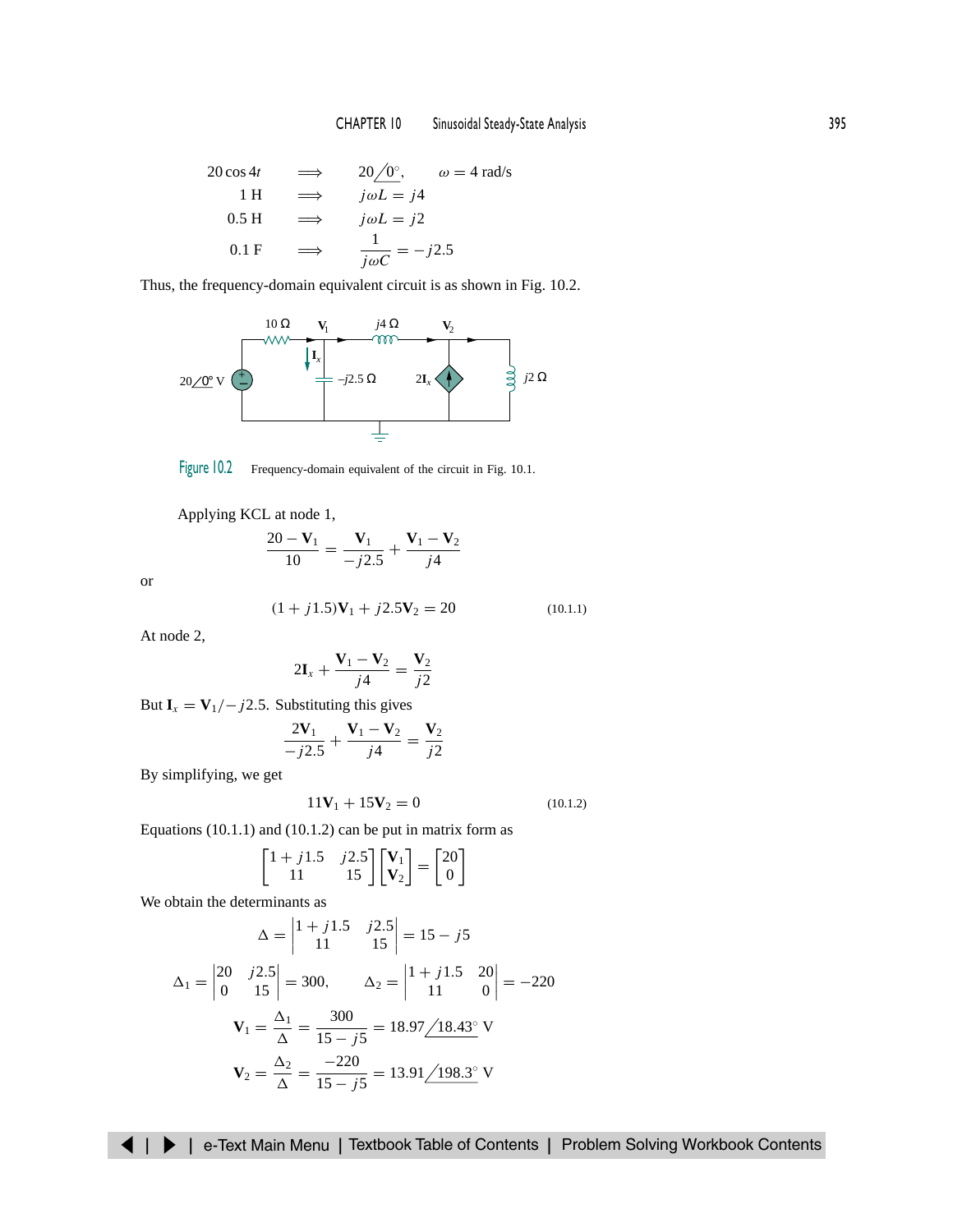$$
\begin{aligned}
20\cos 4t &\implies 20\angle 0^\circ, \quad \omega = 4 \text{ rad/s} \\
1 \text{ H} &\implies j\omega L = j4 \\
0.5 \text{ H} &\implies j\omega L = j2 \\
0.1 \text{ F} &\implies \frac{1}{j\omega C} = -j2.5
\end{aligned}
$$

Thus, the frequency-domain equivalent circuit is as shown in Fig. 10.2.

Figure 10.2 Frequency-domain equivalent of the circuit in Fig. 10.1.

Applying KCL at node 1,

$$\frac{20 - \mathbf{V}_1}{10} = \frac{\mathbf{V}_1}{-j2.5} + \frac{\mathbf{V}_1 - \mathbf{V}_2}{j4}$$

or

$$(1 + j1.5)\mathbf{V}_1 + j2.5\mathbf{V}_2 = 20 \qquad (10.1.1)$$

At node 2,

$$2\mathbf{I}_x + \frac{\mathbf{V}_1 - \mathbf{V}_2}{j4} = \frac{\mathbf{V}_2}{j2}$$

But $\mathbf{I}_x = \mathbf{V}_1/-j2.5$. Substituting this gives

$$\frac{2\mathbf{V}_1}{-j2.5} + \frac{\mathbf{V}_1 - \mathbf{V}_2}{j4} = \frac{\mathbf{V}_2}{j2}$$

By simplifying, we get

$$11\mathbf{V}_1 + 15\mathbf{V}_2 = 0 \qquad (10.1.2)$$

Equations (10.1.1) and (10.1.2) can be put in matrix form as

$$\begin{bmatrix} 1 + j1.5 & j2.5 \\ 11 & 15 \end{bmatrix} \begin{bmatrix} \mathbf{V}_1 \\ \mathbf{V}_2 \end{bmatrix} = \begin{bmatrix} 20 \\ 0 \end{bmatrix}$$

We obtain the determinants as

$$\Delta = \begin{vmatrix} 1 + j1.5 & j2.5 \\ 11 & 15 \end{vmatrix} = 15 - j5$$

$$\Delta_1 = \begin{vmatrix} 20 & j2.5 \\ 0 & 15 \end{vmatrix} = 300, \qquad \Delta_2 = \begin{vmatrix} 1 + j1.5 & 20 \\ 11 & 0 \end{vmatrix} = -220$$

$$\mathbf{V}_1 = \frac{\Delta_1}{\Delta} = \frac{300}{15 - j5} = 18.97\angle 18.43^\circ \text{ V}$$

$$\mathbf{V}_2 = \frac{\Delta_2}{\Delta} = \frac{-220}{15 - j5} = 13.91\angle 198.3^\circ \text{ V}$$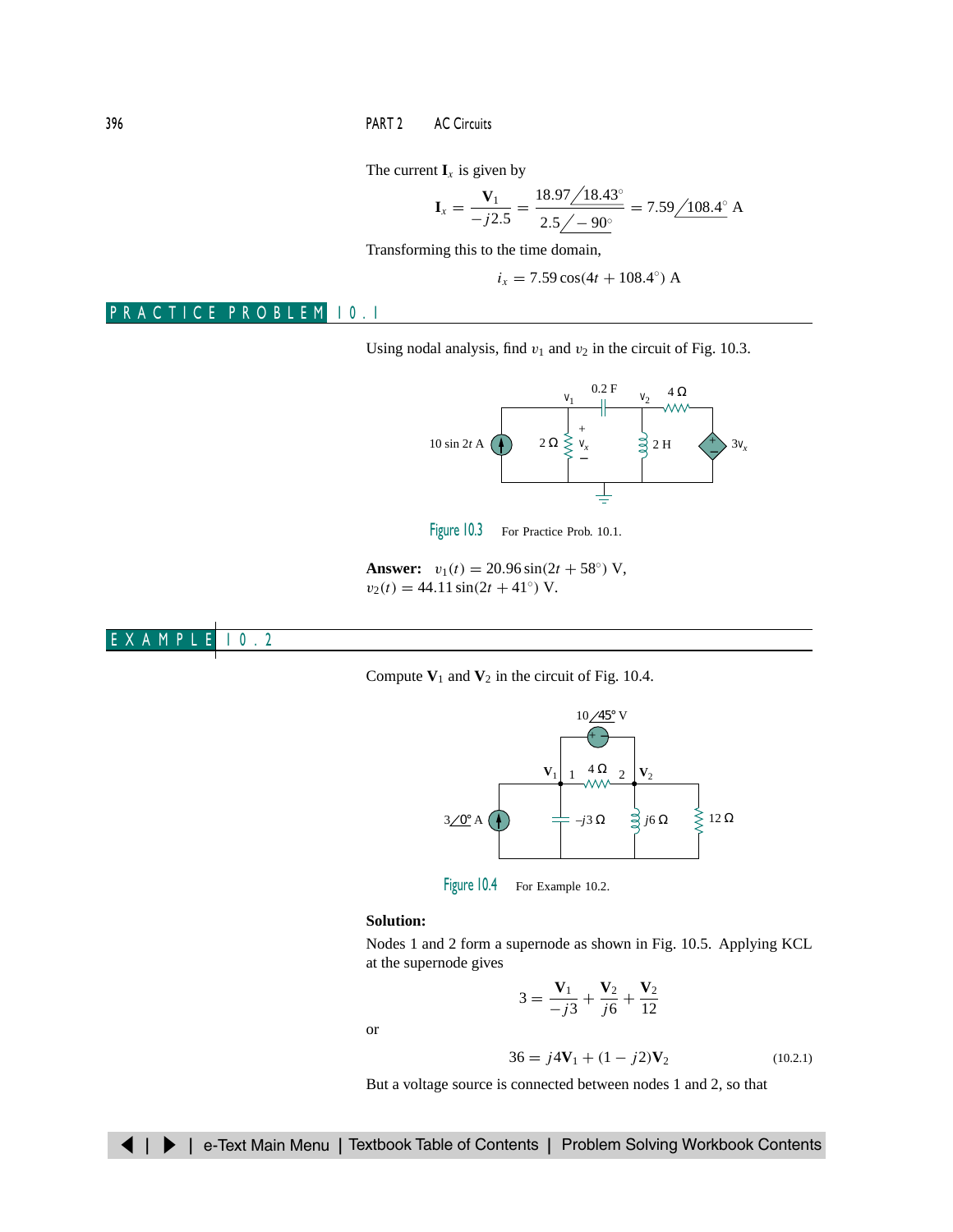The current $\mathbf{I}_x$ is given by

$$\mathbf{I}_x = \frac{\mathbf{V}_1}{-j2.5} = \frac{18.97\angle 18.43^\circ}{2.5\angle -90^\circ} = 7.59\angle 108.4^\circ \text{ A}$$

Transforming this to the time domain,

$$i_x = 7.59\cos(4t + 108.4^\circ) \text{ A}$$

## PRACTICE PROBLEM 10.1

Using nodal analysis, find $v_1$ and $v_2$ in the circuit of Fig. 10.3.

Figure 10.3 For Practice Prob. 10.1.

**Answer:** $v_1(t) = 20.96\sin(2t + 58^\circ)$ V, $v_2(t) = 44.11\sin(2t + 41^\circ)$ V.

## EXAMPLE 10.2

Compute $\mathbf{V}_1$ and $\mathbf{V}_2$ in the circuit of Fig. 10.4.

Figure 10.4 For Example 10.2.

**Solution:**

Nodes 1 and 2 form a supernode as shown in Fig. 10.5. Applying KCL at the supernode gives

$$3 = \frac{\mathbf{V}_1}{-j3} + \frac{\mathbf{V}_2}{j6} + \frac{\mathbf{V}_2}{12}$$

or

$$36 = j4\mathbf{V}_1 + (1 - j2)\mathbf{V}_2 \tag{10.2.1}$$

But a voltage source is connected between nodes 1 and 2, so that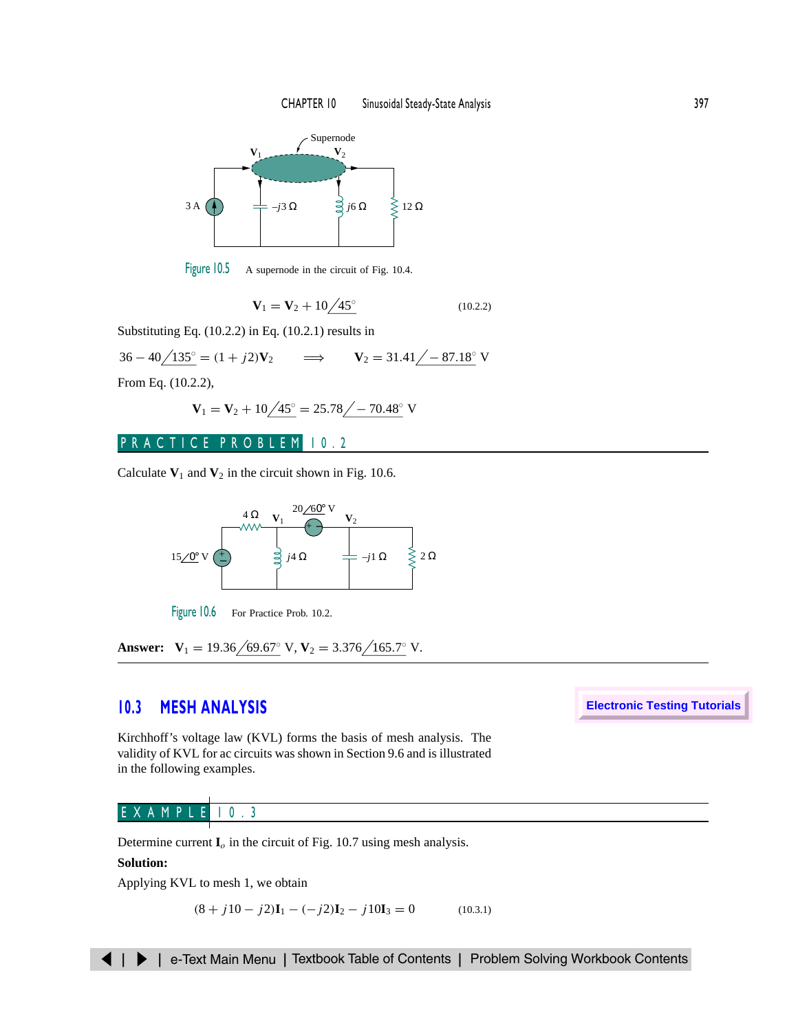Figure 10.5 A supernode in the circuit of Fig. 10.4.

$$\mathbf{V}_1 = \mathbf{V}_2 + 10\angle 45^\circ \qquad (10.2.2)$$

Substituting Eq. (10.2.2) in Eq. (10.2.1) results in

$$36 - 40\angle 135^\circ = (1 + j2)\mathbf{V}_2 \quad \Longrightarrow \quad \mathbf{V}_2 = 31.41\angle -87.18^\circ \text{ V}$$

From Eq. (10.2.2),

$$\mathbf{V}_1 = \mathbf{V}_2 + 10\angle 45^\circ = 25.78\angle -70.48^\circ \text{ V}$$

## PRACTICE PROBLEM 10.2

Calculate $\mathbf{V}_1$ and $\mathbf{V}_2$ in the circuit shown in Fig. 10.6.

Figure 10.6 For Practice Prob. 10.2.

**Answer:** $\mathbf{V}_1 = 19.36\angle 69.67^\circ$ V, $\mathbf{V}_2 = 3.376\angle 165.7^\circ$ V.

## 10.3 MESH ANALYSIS

Kirchhoff's voltage law (KVL) forms the basis of mesh analysis. The validity of KVL for ac circuits was shown in Section 9.6 and is illustrated in the following examples.

## EXAMPLE 10.3

Determine current $\mathbf{I}_o$ in the circuit of Fig. 10.7 using mesh analysis.

**Solution:**

Applying KVL to mesh 1, we obtain

$$(8 + j10 - j2)\mathbf{I}_1 - (-j2)\mathbf{I}_2 - j10\mathbf{I}_3 = 0 \qquad (10.3.1)$$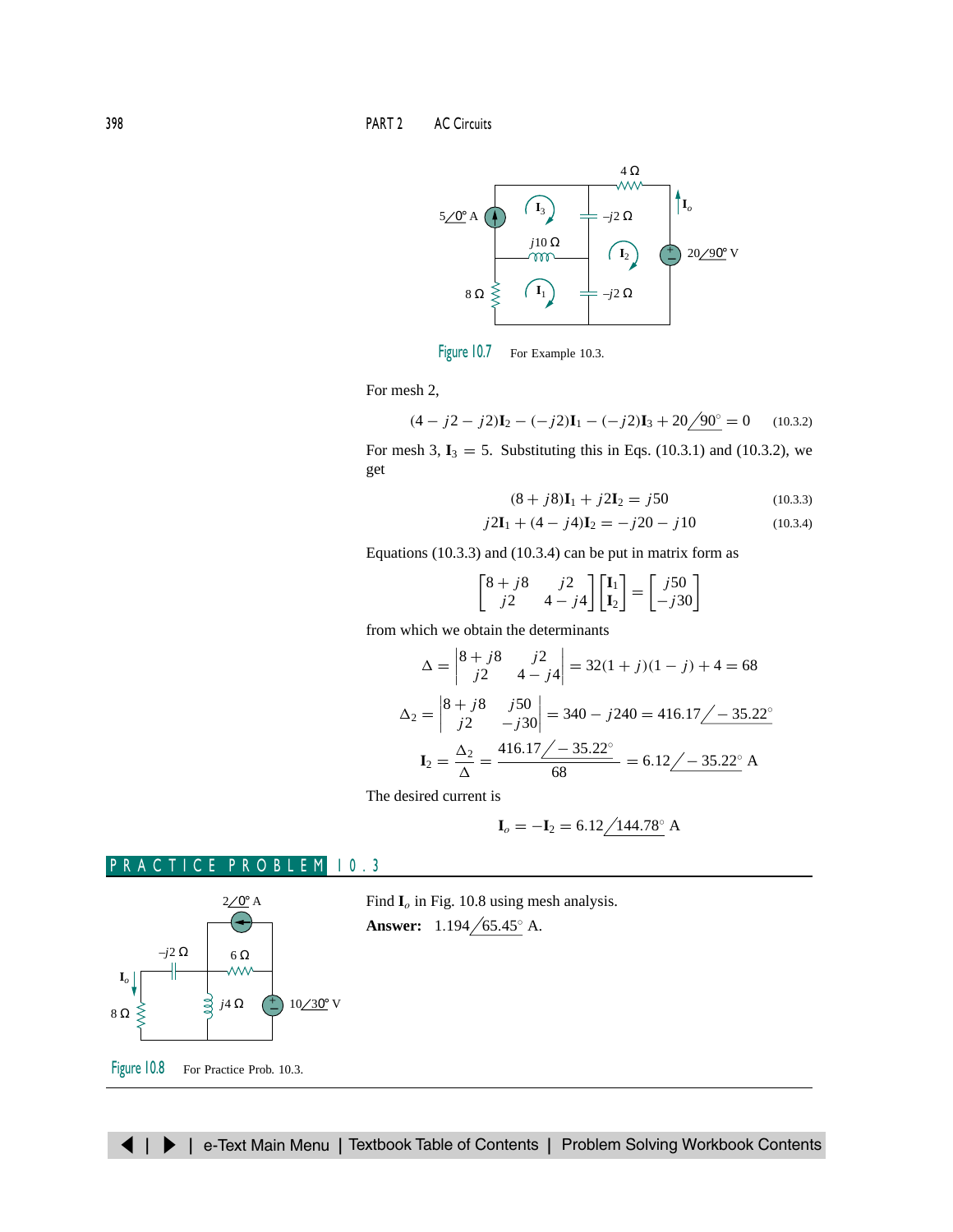Figure 10.7 For Example 10.3.

For mesh 2,

$$(4 - j2 - j2)\mathbf{I}_2 - (-j2)\mathbf{I}_1 - (-j2)\mathbf{I}_3 + 20\underline{/90^\circ} = 0 \qquad (10.3.2)$$

For mesh 3, $\mathbf{I}_3 = 5$. Substituting this in Eqs. (10.3.1) and (10.3.2), we get

$$(8 + j8)\mathbf{I}_1 + j2\mathbf{I}_2 = j50 \qquad (10.3.3)$$

$$j2\mathbf{I}_1 + (4 - j4)\mathbf{I}_2 = -j20 - j10 \qquad (10.3.4)$$

Equations (10.3.3) and (10.3.4) can be put in matrix form as

$$\begin{bmatrix} 8 + j8 & j2 \\ j2 & 4 - j4 \end{bmatrix} \begin{bmatrix} \mathbf{I}_1 \\ \mathbf{I}_2 \end{bmatrix} = \begin{bmatrix} j50 \\ -j30 \end{bmatrix}$$

from which we obtain the determinants

$$\Delta = \begin{vmatrix} 8 + j8 & j2 \\ j2 & 4 - j4 \end{vmatrix} = 32(1 + j)(1 - j) + 4 = 68$$

$$\Delta_2 = \begin{vmatrix} 8 + j8 & j50 \\ j2 & -j30 \end{vmatrix} = 340 - j240 = 416.17\underline{/-35.22^\circ}$$

$$\mathbf{I}_2 = \frac{\Delta_2}{\Delta} = \frac{416.17\underline{/-35.22^\circ}}{68} = 6.12\underline{/-35.22^\circ} \text{ A}$$

The desired current is

$$\mathbf{I}_o = -\mathbf{I}_2 = 6.12\underline{/144.78^\circ} \text{ A}$$

## PRACTICE PROBLEM 10.3

Find $\mathbf{I}_o$ in Fig. 10.8 using mesh analysis.

**Answer:** $1.194\underline{/65.45^\circ}$ A.

Figure 10.8 For Practice Prob. 10.3.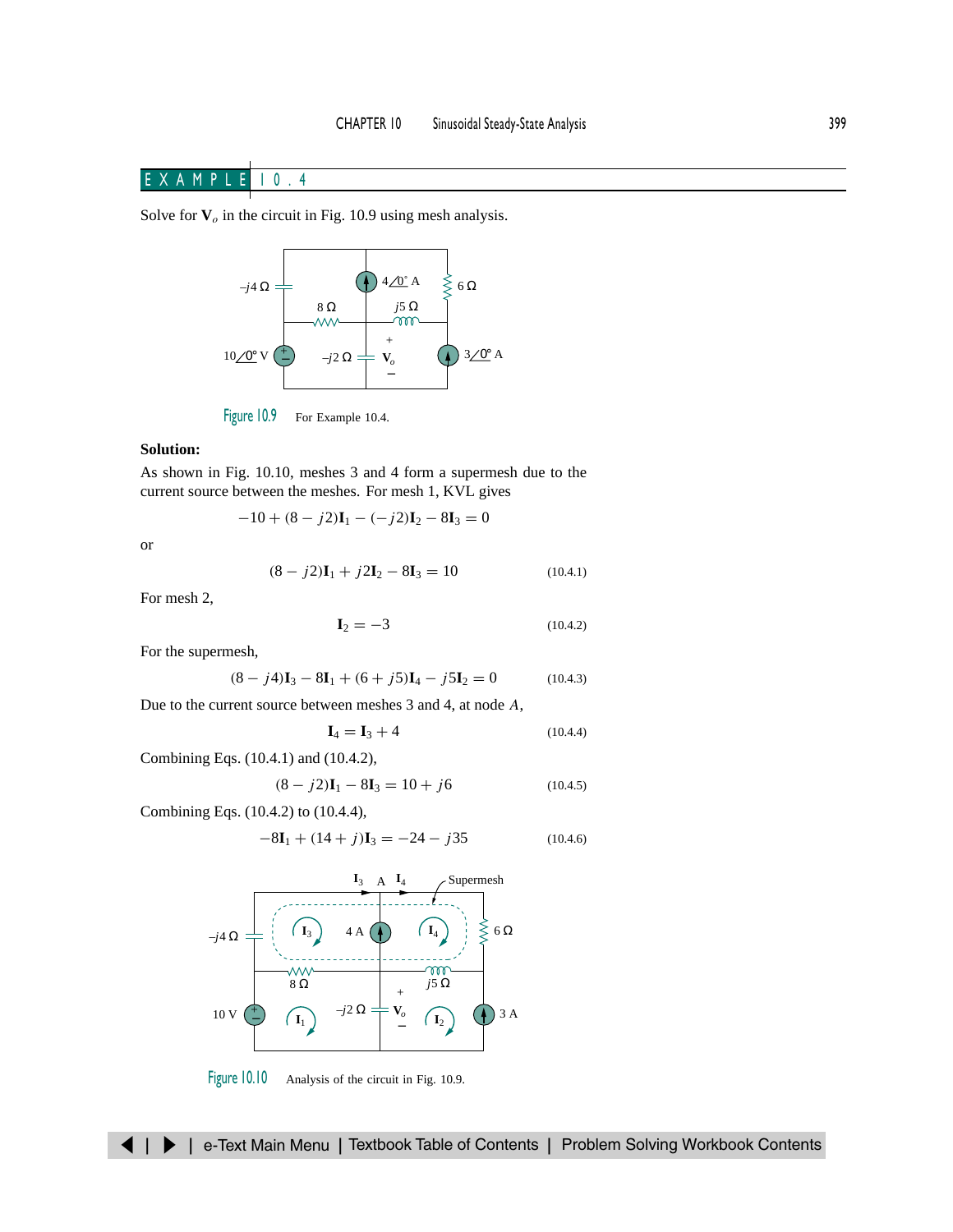## EXAMPLE 10.4

Solve for $\mathbf{V}_o$ in the circuit in Fig. 10.9 using mesh analysis.

Figure 10.9 For Example 10.4.

**Solution:**

As shown in Fig. 10.10, meshes 3 and 4 form a supermesh due to the current source between the meshes. For mesh 1, KVL gives

$$-10 + (8 - j2)\mathbf{I}_1 - (-j2)\mathbf{I}_2 - 8\mathbf{I}_3 = 0$$

or

$$(8 - j2)\mathbf{I}_1 + j2\mathbf{I}_2 - 8\mathbf{I}_3 = 10 \tag{10.4.1}$$

For mesh 2,

$$\mathbf{I}_2 = -3 \tag{10.4.2}$$

For the supermesh,

$$(8 - j4)\mathbf{I}_3 - 8\mathbf{I}_1 + (6 + j5)\mathbf{I}_4 - j5\mathbf{I}_2 = 0 \tag{10.4.3}$$

Due to the current source between meshes 3 and 4, at node $A$,

$$\mathbf{I}_4 = \mathbf{I}_3 + 4 \tag{10.4.4}$$

Combining Eqs. (10.4.1) and (10.4.2),

$$(8 - j2)\mathbf{I}_1 - 8\mathbf{I}_3 = 10 + j6 \tag{10.4.5}$$

Combining Eqs. (10.4.2) to (10.4.4),

$$-8\mathbf{I}_1 + (14 + j)\mathbf{I}_3 = -24 - j35 \tag{10.4.6}$$

Figure 10.10 Analysis of the circuit in Fig. 10.9.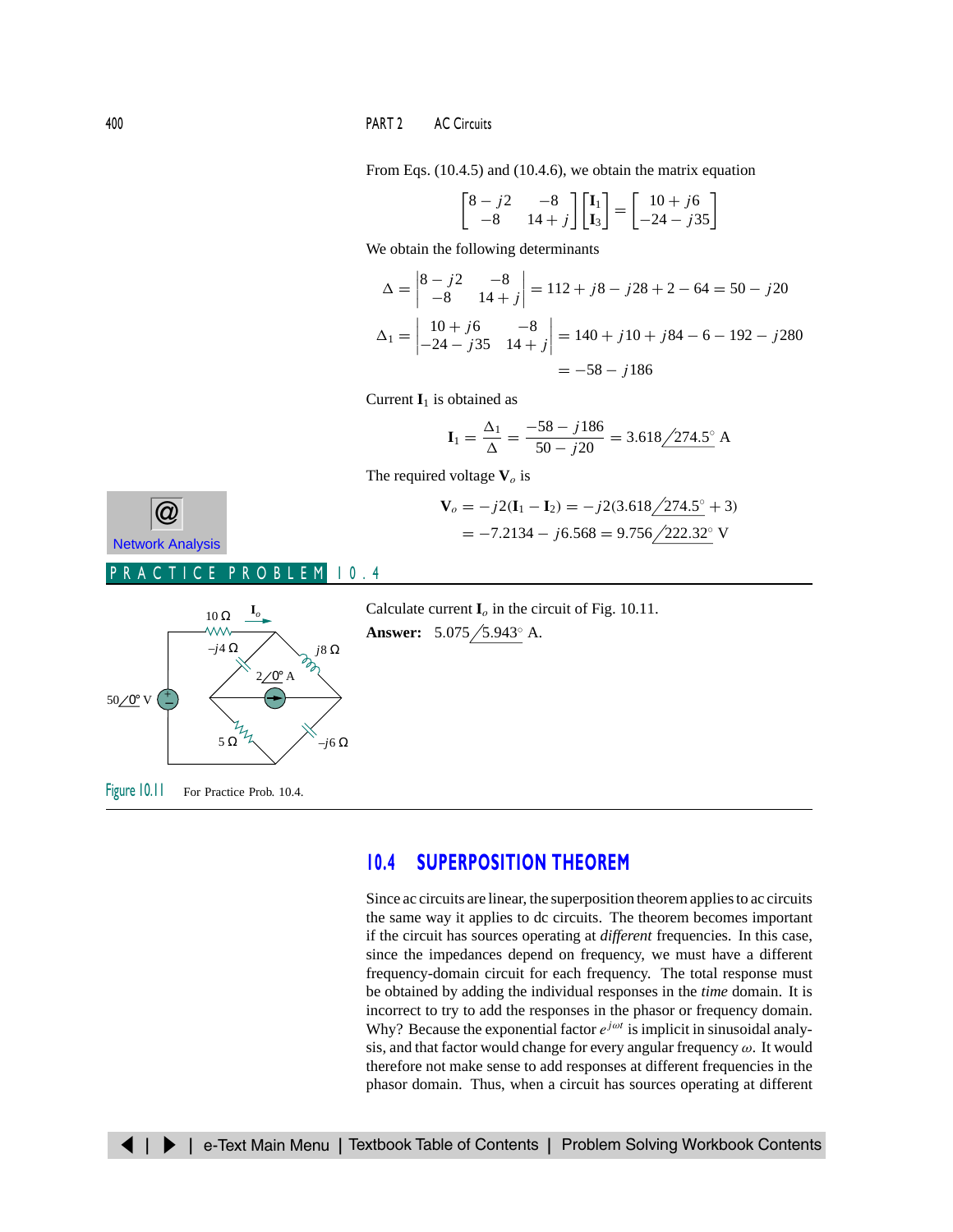From Eqs. (10.4.5) and (10.4.6), we obtain the matrix equation

$$\begin{bmatrix} 8 - j2 & -8 \\ -8 & 14 + j \end{bmatrix} \begin{bmatrix} \mathbf{I}_1 \\ \mathbf{I}_3 \end{bmatrix} = \begin{bmatrix} 10 + j6 \\ -24 - j35 \end{bmatrix}$$

We obtain the following determinants

$$\Delta = \begin{vmatrix} 8 - j2 & -8 \\ -8 & 14 + j \end{vmatrix} = 112 + j8 - j28 + 2 - 64 = 50 - j20$$

$$\Delta_1 = \begin{vmatrix} 10 + j6 & -8 \\ -24 - j35 & 14 + j \end{vmatrix} = 140 + j10 + j84 - 6 - 192 - j280$$

$$= -58 - j186$$

Current $\mathbf{I}_1$ is obtained as

$$\mathbf{I}_1 = \frac{\Delta_1}{\Delta} = \frac{-58 - j186}{50 - j20} = 3.618\underline{/274.5^\circ} \text{ A}$$

The required voltage $\mathbf{V}_o$ is

$$\mathbf{V}_o = -j2(\mathbf{I}_1 - \mathbf{I}_2) = -j2(3.618\underline{/274.5^\circ} + 3)$$
$$= -7.2134 - j6.568 = 9.756\underline{/222.32^\circ} \text{ V}$$

Network Analysis

## PRACTICE PROBLEM 10.4

Calculate current $\mathbf{I}_o$ in the circuit of Fig. 10.11.

**Answer:** $5.075\underline{/5.943^\circ}$ A.

Figure 10.11 For Practice Prob. 10.4.

## 10.4 SUPERPOSITION THEOREM

Since ac circuits are linear, the superposition theorem applies to ac circuits the same way it applies to dc circuits. The theorem becomes important if the circuit has sources operating at *different* frequencies. In this case, since the impedances depend on frequency, we must have a different frequency-domain circuit for each frequency. The total response must be obtained by adding the individual responses in the *time* domain. It is incorrect to try to add the responses in the phasor or frequency domain. Why? Because the exponential factor $e^{j\omega t}$ is implicit in sinusoidal analysis, and that factor would change for every angular frequency $\omega$. It would therefore not make sense to add responses at different frequencies in the phasor domain. Thus, when a circuit has sources operating at different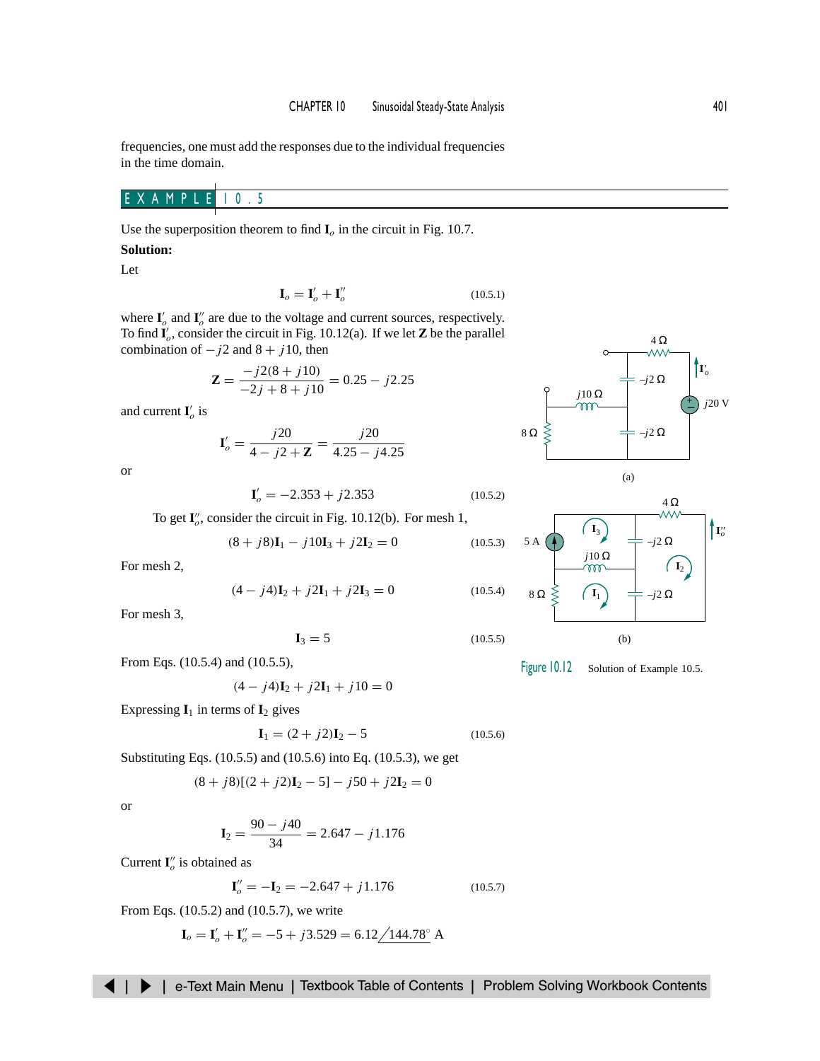frequencies, one must add the responses due to the individual frequencies in the time domain.

## EXAMPLE 10.5

Use the superposition theorem to find $\mathbf{I}_o$ in the circuit in Fig. 10.7.

**Solution:**

Let

$$\mathbf{I}_o = \mathbf{I}'_o + \mathbf{I}''_o \tag{10.5.1}$$

where $\mathbf{I}'_o$ and $\mathbf{I}''_o$ are due to the voltage and current sources, respectively. To find $\mathbf{I}'_o$, consider the circuit in Fig. 10.12(a). If we let $\mathbf{Z}$ be the parallel combination of $-j2$ and $8 + j10$, then

$$\mathbf{Z} = \frac{-j2(8 + j10)}{-2j + 8 + j10} = 0.25 - j2.25$$

and current $\mathbf{I}'_o$ is

$$\mathbf{I}'_o = \frac{j20}{4 - j2 + \mathbf{Z}} = \frac{j20}{4.25 - j4.25}$$

or

$$\mathbf{I}'_o = -2.353 + j2.353 \tag{10.5.2}$$

To get $\mathbf{I}''_o$, consider the circuit in Fig. 10.12(b). For mesh 1,

$$(8 + j8)\mathbf{I}_1 - j10\mathbf{I}_3 + j2\mathbf{I}_2 = 0 \tag{10.5.3}$$

For mesh 2,

$$(4 - j4)\mathbf{I}_2 + j2\mathbf{I}_1 + j2\mathbf{I}_3 = 0 \tag{10.5.4}$$

For mesh 3,

$$\mathbf{I}_3 = 5 \tag{10.5.5}$$

From Eqs. (10.5.4) and (10.5.5),

$$(4 - j4)\mathbf{I}_2 + j2\mathbf{I}_1 + j10 = 0$$

Expressing $\mathbf{I}_1$ in terms of $\mathbf{I}_2$ gives

$$\mathbf{I}_1 = (2 + j2)\mathbf{I}_2 - 5 \tag{10.5.6}$$

Substituting Eqs. (10.5.5) and (10.5.6) into Eq. (10.5.3), we get

$$(8 + j8)[(2 + j2)\mathbf{I}_2 - 5] - j50 + j2\mathbf{I}_2 = 0$$

or

$$\mathbf{I}_2 = \frac{90 - j40}{34} = 2.647 - j1.176$$

Current $\mathbf{I}''_o$ is obtained as

$$\mathbf{I}''_o = -\mathbf{I}_2 = -2.647 + j1.176 \tag{10.5.7}$$

From Eqs. (10.5.2) and (10.5.7), we write

$$\mathbf{I}_o = \mathbf{I}'_o + \mathbf{I}''_o = -5 + j3.529 = 6.12\underline{/144.78^\circ} \text{ A}$$

Figure 10.12 Solution of Example 10.5.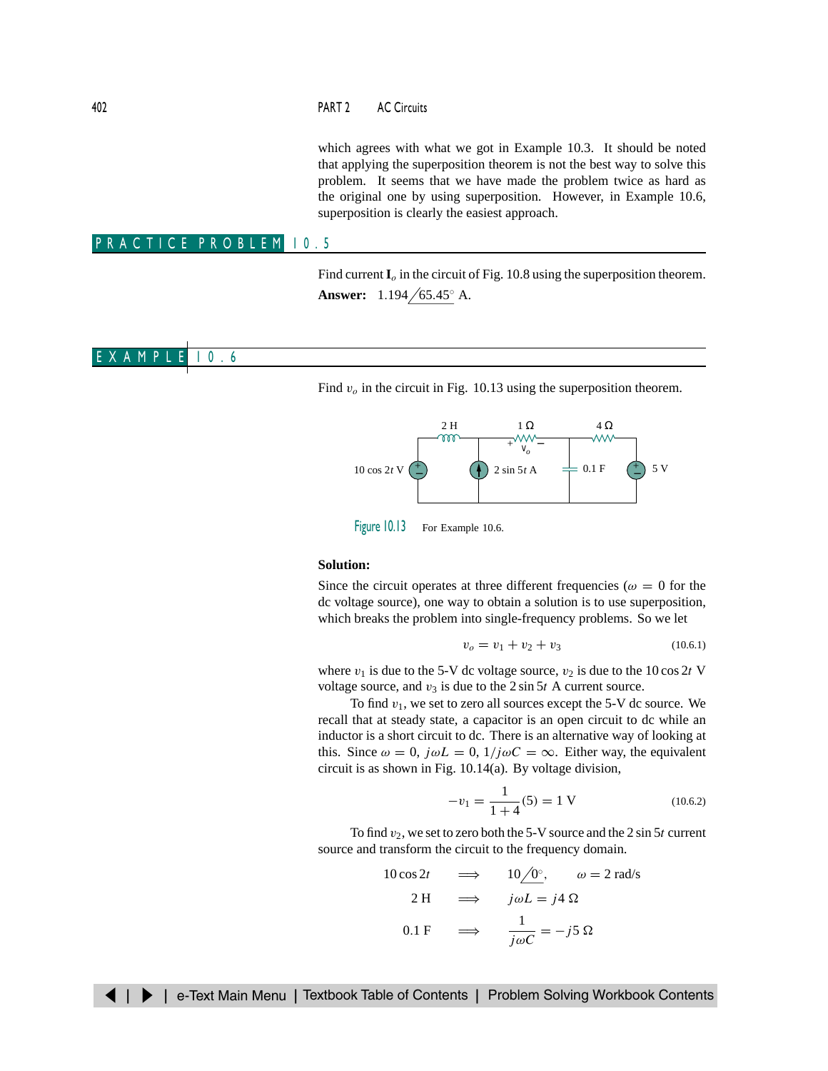which agrees with what we got in Example 10.3. It should be noted that applying the superposition theorem is not the best way to solve this problem. It seems that we have made the problem twice as hard as the original one by using superposition. However, in Example 10.6, superposition is clearly the easiest approach.

## PRACTICE PROBLEM 10.5

Find current $\mathbf{I}_o$ in the circuit of Fig. 10.8 using the superposition theorem.

**Answer:** $1.194\angle 65.45^\circ$ A.

## EXAMPLE 10.6

Find $v_o$ in the circuit in Fig. 10.13 using the superposition theorem.

Figure 10.13 For Example 10.6.

**Solution:**

Since the circuit operates at three different frequencies ($\omega = 0$ for the dc voltage source), one way to obtain a solution is to use superposition, which breaks the problem into single-frequency problems. So we let

$$v_o = v_1 + v_2 + v_3 \tag{10.6.1}$$

where $v_1$ is due to the 5-V dc voltage source, $v_2$ is due to the $10\cos 2t$ V voltage source, and $v_3$ is due to the $2\sin 5t$ A current source.

To find $v_1$, we set to zero all sources except the 5-V dc source. We recall that at steady state, a capacitor is an open circuit to dc while an inductor is a short circuit to dc. There is an alternative way of looking at this. Since $\omega = 0$, $j\omega L = 0$, $1/j\omega C = \infty$. Either way, the equivalent circuit is as shown in Fig. 10.14(a). By voltage division,

$$-v_1 = \frac{1}{1+4}(5) = 1 \text{ V} \tag{10.6.2}$$

To find $v_2$, we set to zero both the 5-V source and the $2\sin 5t$ current source and transform the circuit to the frequency domain.

$$10\cos 2t \quad \Longrightarrow \quad 10\angle 0^\circ, \qquad \omega = 2 \text{ rad/s}$$

$$2 \text{ H} \quad \Longrightarrow \quad j\omega L = j4\ \Omega$$

$$0.1 \text{ F} \quad \Longrightarrow \quad \frac{1}{j\omega C} = -j5\ \Omega$$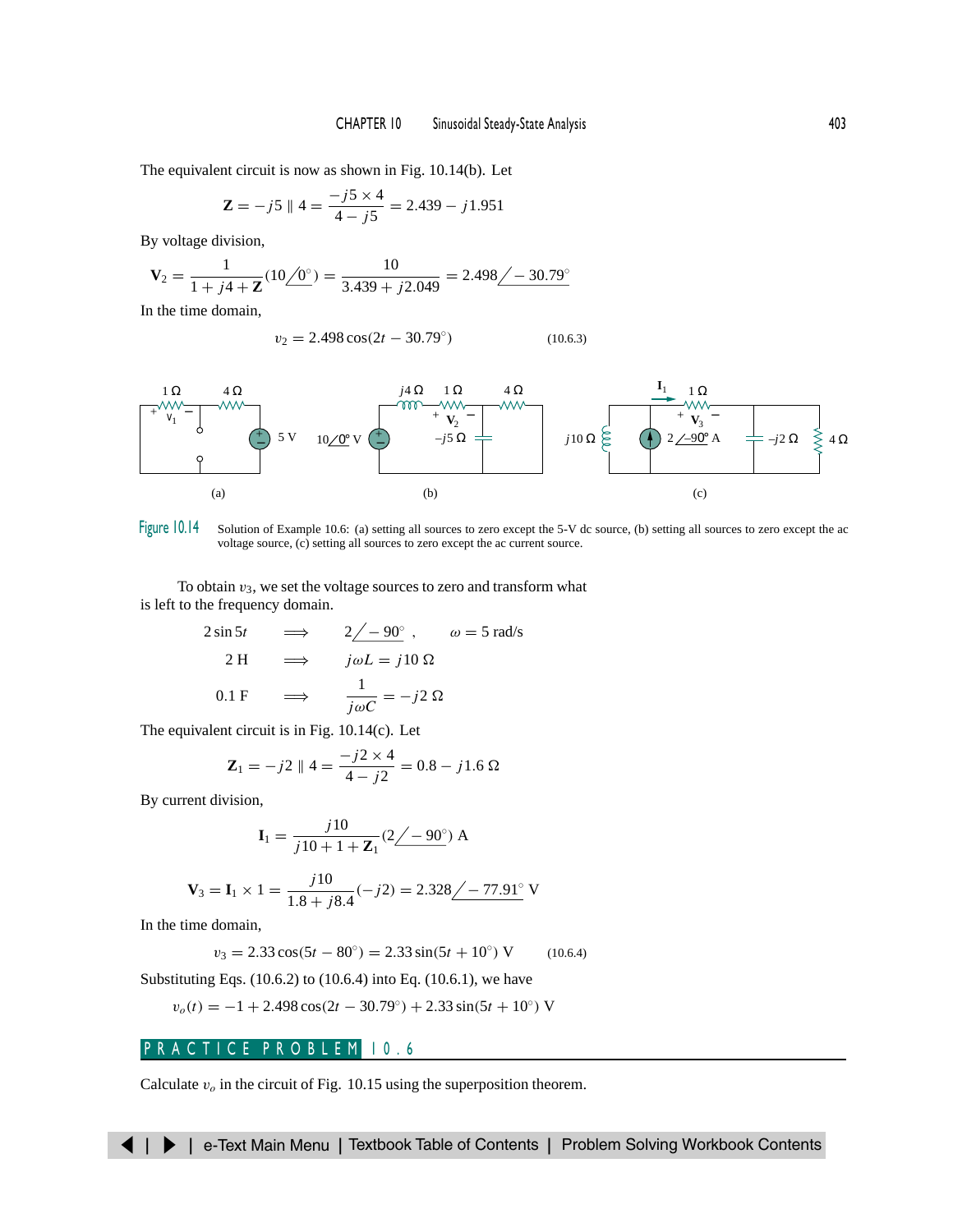The equivalent circuit is now as shown in Fig. 10.14(b). Let

$$\mathbf{Z} = -j5 \parallel 4 = \frac{-j5 \times 4}{4 - j5} = 2.439 - j1.951$$

By voltage division,

$$\mathbf{V}_2 = \frac{1}{1 + j4 + \mathbf{Z}}(10\underline{/0^\circ}) = \frac{10}{3.439 + j2.049} = 2.498\underline{/-30.79^\circ}$$

In the time domain,

$$v_2 = 2.498\cos(2t - 30.79^\circ) \tag{10.6.3}$$

Figure 10.14 Solution of Example 10.6: (a) setting all sources to zero except the 5-V dc source, (b) setting all sources to zero except the ac voltage source, (c) setting all sources to zero except the ac current source.

To obtain $v_3$, we set the voltage sources to zero and transform what is left to the frequency domain.

$$2\sin 5t \quad \Longrightarrow \quad 2\underline{/-90^\circ}, \qquad \omega = 5 \text{ rad/s}$$

$$2 \text{ H} \quad \Longrightarrow \quad j\omega L = j10\ \Omega$$

$$0.1 \text{ F} \quad \Longrightarrow \quad \frac{1}{j\omega C} = -j2\ \Omega$$

The equivalent circuit is in Fig. 10.14(c). Let

$$\mathbf{Z}_1 = -j2 \parallel 4 = \frac{-j2 \times 4}{4 - j2} = 0.8 - j1.6\ \Omega$$

By current division,

$$\mathbf{I}_1 = \frac{j10}{j10 + 1 + \mathbf{Z}_1}(2\underline{/-90^\circ}) \text{ A}$$

$$\mathbf{V}_3 = \mathbf{I}_1 \times 1 = \frac{j10}{1.8 + j8.4}(-j2) = 2.328\underline{/-77.91^\circ} \text{ V}$$

In the time domain,

$$v_3 = 2.33\cos(5t - 80^\circ) = 2.33\sin(5t + 10^\circ) \text{ V} \tag{10.6.4}$$

Substituting Eqs. (10.6.2) to (10.6.4) into Eq. (10.6.1), we have

$$v_o(t) = -1 + 2.498\cos(2t - 30.79^\circ) + 2.33\sin(5t + 10^\circ) \text{ V}$$

## PRACTICE PROBLEM 10.6

Calculate $v_o$ in the circuit of Fig. 10.15 using the superposition theorem.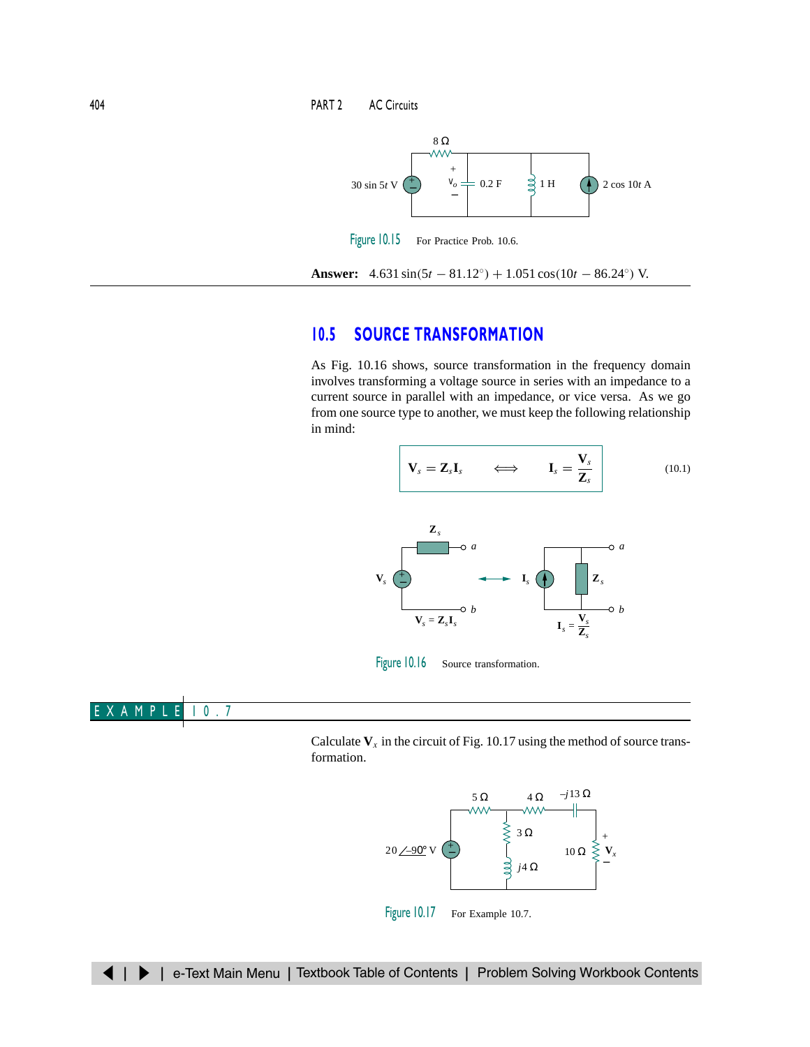Figure 10.15 For Practice Prob. 10.6.

**Answer:** $4.631 \sin(5t - 81.12^\circ) + 1.051 \cos(10t - 86.24^\circ)$ V.

## 10.5 SOURCE TRANSFORMATION

As Fig. 10.16 shows, source transformation in the frequency domain involves transforming a voltage source in series with an impedance to a current source in parallel with an impedance, or vice versa. As we go from one source type to another, we must keep the following relationship in mind:

$$\mathbf{V}_s = \mathbf{Z}_s \mathbf{I}_s \quad \Longleftrightarrow \quad \mathbf{I}_s = \frac{\mathbf{V}_s}{\mathbf{Z}_s} \tag{10.1}$$

Figure 10.16 Source transformation.

### EXAMPLE 10.7

Calculate $\mathbf{V}_x$ in the circuit of Fig. 10.17 using the method of source transformation.

Figure 10.17 For Example 10.7.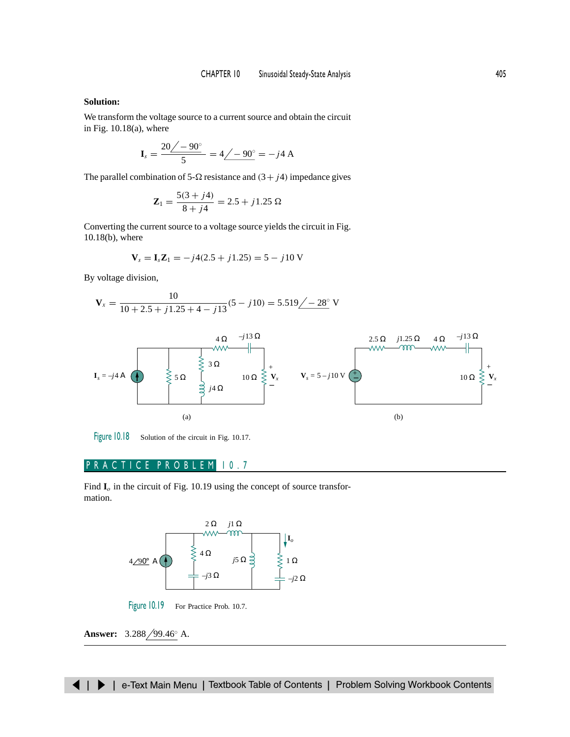**Solution:**

We transform the voltage source to a current source and obtain the circuit in Fig. 10.18(a), where

$$\mathbf{I}_s = \frac{20\angle -90^\circ}{5} = 4\angle -90^\circ = -j4 \text{ A}$$

The parallel combination of 5-Ω resistance and $(3 + j4)$ impedance gives

$$\mathbf{Z}_1 = \frac{5(3 + j4)}{8 + j4} = 2.5 + j1.25 \ \Omega$$

Converting the current source to a voltage source yields the circuit in Fig. 10.18(b), where

$$\mathbf{V}_s = \mathbf{I}_s \mathbf{Z}_1 = -j4(2.5 + j1.25) = 5 - j10 \text{ V}$$

By voltage division,

$$\mathbf{V}_x = \frac{10}{10 + 2.5 + j1.25 + 4 - j13}(5 - j10) = 5.519\angle -28^\circ \text{ V}$$

Figure 10.18 Solution of the circuit in Fig. 10.17.

## PRACTICE PROBLEM 10.7

Find $\mathbf{I}_o$ in the circuit of Fig. 10.19 using the concept of source transformation.

Figure 10.19 For Practice Prob. 10.7.

**Answer:** $3.288\angle 99.46^\circ$ A.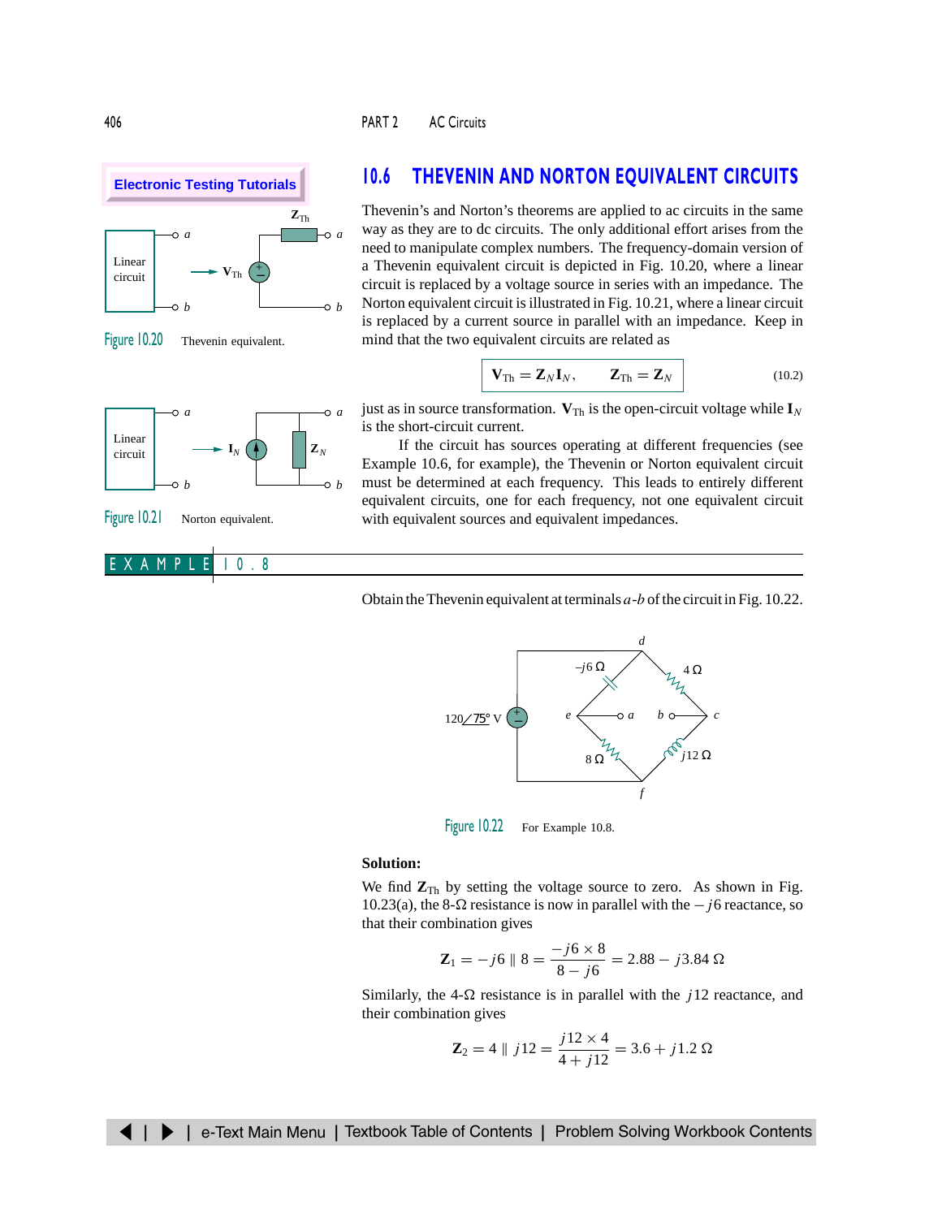Electronic Testing Tutorials

Figure 10.20 Thevenin equivalent.

Figure 10.21 Norton equivalent.

## 10.6 THEVENIN AND NORTON EQUIVALENT CIRCUITS

Thevenin's and Norton's theorems are applied to ac circuits in the same way as they are to dc circuits. The only additional effort arises from the need to manipulate complex numbers. The frequency-domain version of a Thevenin equivalent circuit is depicted in Fig. 10.20, where a linear circuit is replaced by a voltage source in series with an impedance. The Norton equivalent circuit is illustrated in Fig. 10.21, where a linear circuit is replaced by a current source in parallel with an impedance. Keep in mind that the two equivalent circuits are related as

$$\mathbf{V}_{\text{Th}} = \mathbf{Z}_N \mathbf{I}_N, \qquad \mathbf{Z}_{\text{Th}} = \mathbf{Z}_N \tag{10.2}$$

just as in source transformation. $\mathbf{V}_{\text{Th}}$ is the open-circuit voltage while $\mathbf{I}_N$ is the short-circuit current.

If the circuit has sources operating at different frequencies (see Example 10.6, for example), the Thevenin or Norton equivalent circuit must be determined at each frequency. This leads to entirely different equivalent circuits, one for each frequency, not one equivalent circuit with equivalent sources and equivalent impedances.

### EXAMPLE 10.8

Obtain the Thevenin equivalent at terminals $a$-$b$ of the circuit in Fig. 10.22.

Figure 10.22 For Example 10.8.

**Solution:**

We find $\mathbf{Z}_{\text{Th}}$ by setting the voltage source to zero. As shown in Fig. 10.23(a), the 8-Ω resistance is now in parallel with the $-j6$ reactance, so that their combination gives

$$\mathbf{Z}_1 = -j6 \parallel 8 = \frac{-j6 \times 8}{8 - j6} = 2.88 - j3.84\ \Omega$$

Similarly, the 4-Ω resistance is in parallel with the $j12$ reactance, and their combination gives

$$\mathbf{Z}_2 = 4 \parallel j12 = \frac{j12 \times 4}{4 + j12} = 3.6 + j1.2\ \Omega$$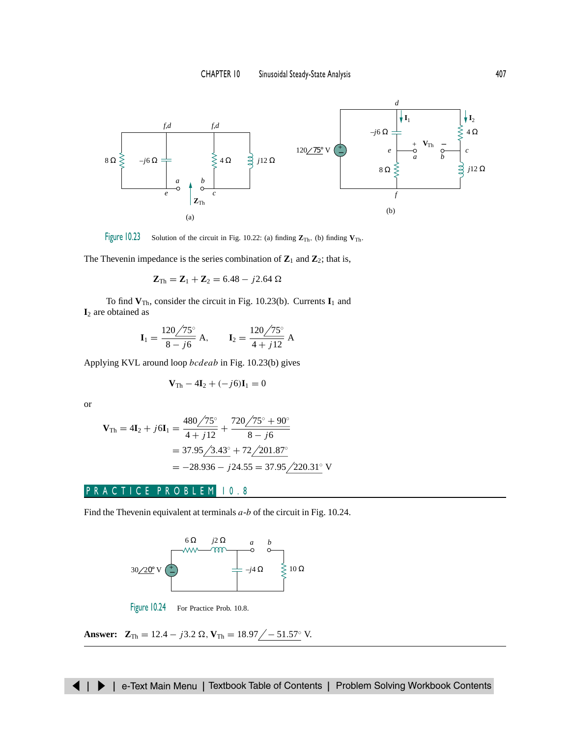Figure 10.23 Solution of the circuit in Fig. 10.22: (a) finding $\mathbf{Z}_{Th}$, (b) finding $\mathbf{V}_{Th}$.

The Thevenin impedance is the series combination of $\mathbf{Z}_1$ and $\mathbf{Z}_2$; that is,

$$\mathbf{Z}_{Th} = \mathbf{Z}_1 + \mathbf{Z}_2 = 6.48 - j2.64\ \Omega$$

To find $\mathbf{V}_{Th}$, consider the circuit in Fig. 10.23(b). Currents $\mathbf{I}_1$ and $\mathbf{I}_2$ are obtained as

$$\mathbf{I}_1 = \frac{120\angle 75^\circ}{8 - j6}\ \text{A}, \qquad \mathbf{I}_2 = \frac{120\angle 75^\circ}{4 + j12}\ \text{A}$$

Applying KVL around loop *bcdeab* in Fig. 10.23(b) gives

$$\mathbf{V}_{Th} - 4\mathbf{I}_2 + (-j6)\mathbf{I}_1 = 0$$

or

$$\begin{aligned}
\mathbf{V}_{Th} = 4\mathbf{I}_2 + j6\mathbf{I}_1 &= \frac{480\angle 75^\circ}{4 + j12} + \frac{720\angle 75^\circ + 90^\circ}{8 - j6} \\
&= 37.95\angle 3.43^\circ + 72\angle 201.87^\circ \\
&= -28.936 - j24.55 = 37.95\angle 220.31^\circ\ \text{V}
\end{aligned}$$

## PRACTICE PROBLEM 10.8

Find the Thevenin equivalent at terminals *a*-*b* of the circuit in Fig. 10.24.

Figure 10.24 For Practice Prob. 10.8.

**Answer:** $\mathbf{Z}_{Th} = 12.4 - j3.2\ \Omega$, $\mathbf{V}_{Th} = 18.97\angle -51.57^\circ$ V.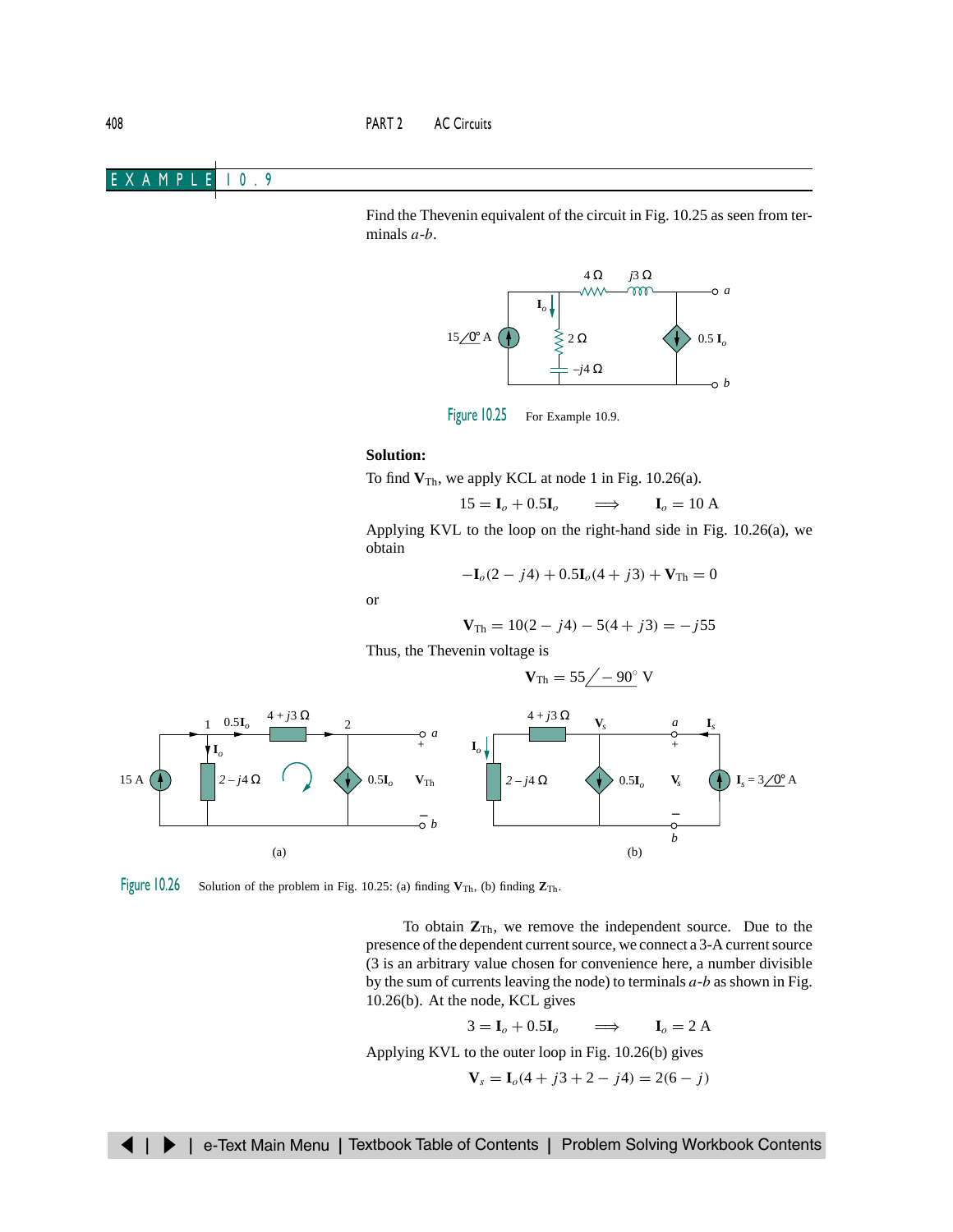## EXAMPLE 10.9

Find the Thevenin equivalent of the circuit in Fig. 10.25 as seen from terminals $a$-$b$.

Figure 10.25 For Example 10.9.

**Solution:**

To find $\mathbf{V}_{\text{Th}}$, we apply KCL at node 1 in Fig. 10.26(a).

$$15 = \mathbf{I}_o + 0.5\mathbf{I}_o \qquad \Longrightarrow \qquad \mathbf{I}_o = 10 \text{ A}$$

Applying KVL to the loop on the right-hand side in Fig. 10.26(a), we obtain

$$-\mathbf{I}_o(2 - j4) + 0.5\mathbf{I}_o(4 + j3) + \mathbf{V}_{\text{Th}} = 0$$

or

$$\mathbf{V}_{\text{Th}} = 10(2 - j4) - 5(4 + j3) = -j55$$

Thus, the Thevenin voltage is

$$\mathbf{V}_{\text{Th}} = 55\underline{/-90^\circ} \text{ V}$$

Figure 10.26 Solution of the problem in Fig. 10.25: (a) finding $\mathbf{V}_{\text{Th}}$, (b) finding $\mathbf{Z}_{\text{Th}}$.

To obtain $\mathbf{Z}_{\text{Th}}$, we remove the independent source. Due to the presence of the dependent current source, we connect a 3-A current source (3 is an arbitrary value chosen for convenience here, a number divisible by the sum of currents leaving the node) to terminals $a$-$b$ as shown in Fig. 10.26(b). At the node, KCL gives

$$3 = \mathbf{I}_o + 0.5\mathbf{I}_o \qquad \Longrightarrow \qquad \mathbf{I}_o = 2 \text{ A}$$

Applying KVL to the outer loop in Fig. 10.26(b) gives

$$\mathbf{V}_s = \mathbf{I}_o(4 + j3 + 2 - j4) = 2(6 - j)$$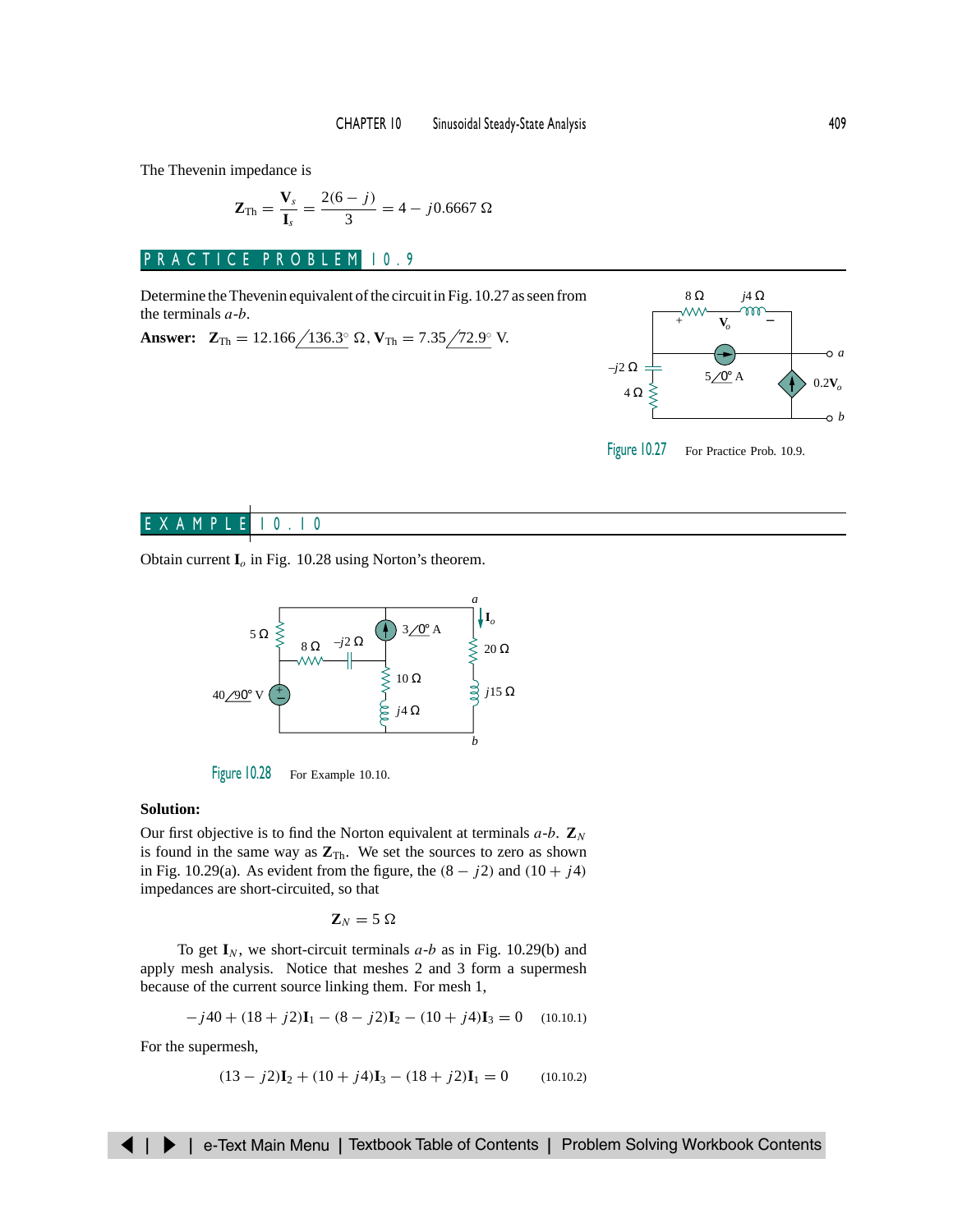The Thevenin impedance is

$$\mathbf{Z}_{\text{Th}} = \frac{\mathbf{V}_s}{\mathbf{I}_s} = \frac{2(6 - j)}{3} = 4 - j0.6667\ \Omega$$

## PRACTICE PROBLEM 10.9

Determine the Thevenin equivalent of the circuit in Fig. 10.27 as seen from the terminals *a*-*b*.

**Answer:** $\mathbf{Z}_{\text{Th}} = 12.166\underline{/136.3^\circ}\ \Omega$, $\mathbf{V}_{\text{Th}} = 7.35\underline{/72.9^\circ}$ V.

Figure 10.27 For Practice Prob. 10.9.

## EXAMPLE 10.10

Obtain current $\mathbf{I}_o$ in Fig. 10.28 using Norton's theorem.

Figure 10.28 For Example 10.10.

**Solution:**

Our first objective is to find the Norton equivalent at terminals *a*-*b*. $\mathbf{Z}_N$ is found in the same way as $\mathbf{Z}_{\text{Th}}$. We set the sources to zero as shown in Fig. 10.29(a). As evident from the figure, the $(8 - j2)$ and $(10 + j4)$ impedances are short-circuited, so that

$$\mathbf{Z}_N = 5\ \Omega$$

To get $\mathbf{I}_N$, we short-circuit terminals *a*-*b* as in Fig. 10.29(b) and apply mesh analysis. Notice that meshes 2 and 3 form a supermesh because of the current source linking them. For mesh 1,

$$-j40 + (18 + j2)\mathbf{I}_1 - (8 - j2)\mathbf{I}_2 - (10 + j4)\mathbf{I}_3 = 0 \qquad (10.10.1)$$

For the supermesh,

$$(13 - j2)\mathbf{I}_2 + (10 + j4)\mathbf{I}_3 - (18 + j2)\mathbf{I}_1 = 0 \qquad (10.10.2)$$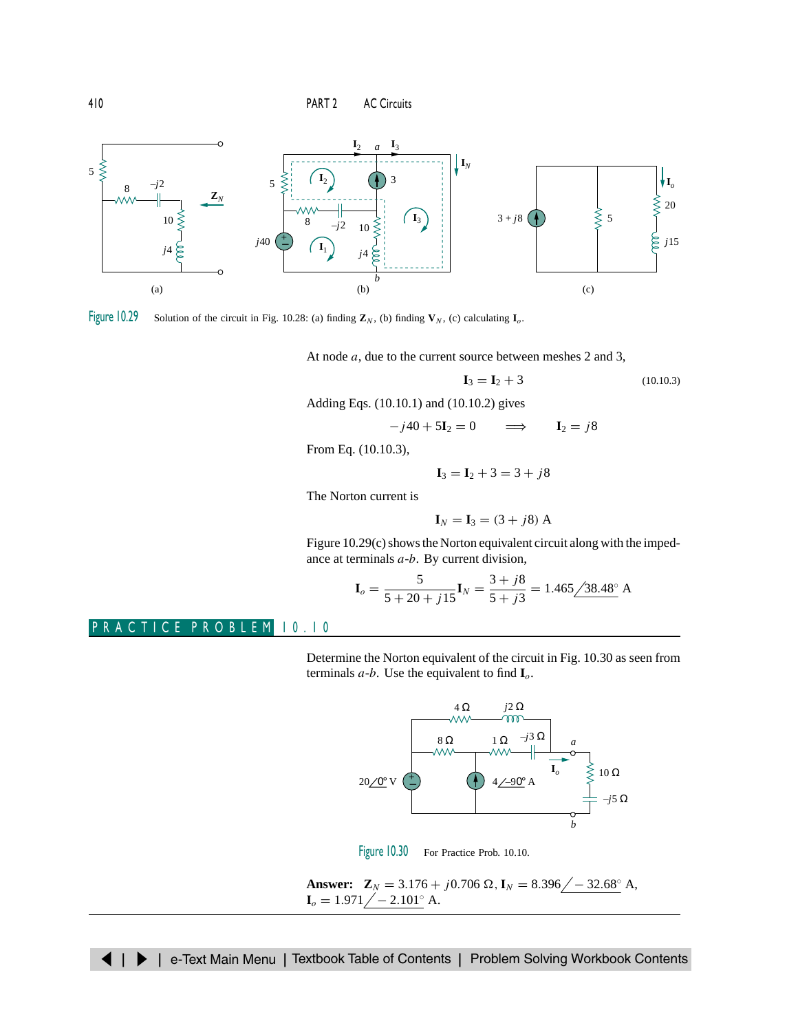Figure 10.29 Solution of the circuit in Fig. 10.28: (a) finding $\mathbf{Z}_N$, (b) finding $\mathbf{V}_N$, (c) calculating $\mathbf{I}_o$.

At node $a$, due to the current source between meshes 2 and 3,

$$\mathbf{I}_3 = \mathbf{I}_2 + 3 \tag{10.10.3}$$

Adding Eqs. (10.10.1) and (10.10.2) gives

$$-j40 + 5\mathbf{I}_2 = 0 \qquad \Longrightarrow \qquad \mathbf{I}_2 = j8$$

From Eq. (10.10.3),

$$\mathbf{I}_3 = \mathbf{I}_2 + 3 = 3 + j8$$

The Norton current is

$$\mathbf{I}_N = \mathbf{I}_3 = (3 + j8) \text{ A}$$

Figure 10.29(c) shows the Norton equivalent circuit along with the impedance at terminals $a$-$b$. By current division,

$$\mathbf{I}_o = \frac{5}{5 + 20 + j15}\mathbf{I}_N = \frac{3 + j8}{5 + j3} = 1.465\underline{/38.48^\circ} \text{ A}$$

## PRACTICE PROBLEM 10.10

Determine the Norton equivalent of the circuit in Fig. 10.30 as seen from terminals $a$-$b$. Use the equivalent to find $\mathbf{I}_o$.

Figure 10.30 For Practice Prob. 10.10.

**Answer:** $\mathbf{Z}_N = 3.176 + j0.706\ \Omega$, $\mathbf{I}_N = 8.396\underline{/-32.68^\circ}$ A, $\mathbf{I}_o = 1.971\underline{/-2.101^\circ}$ A.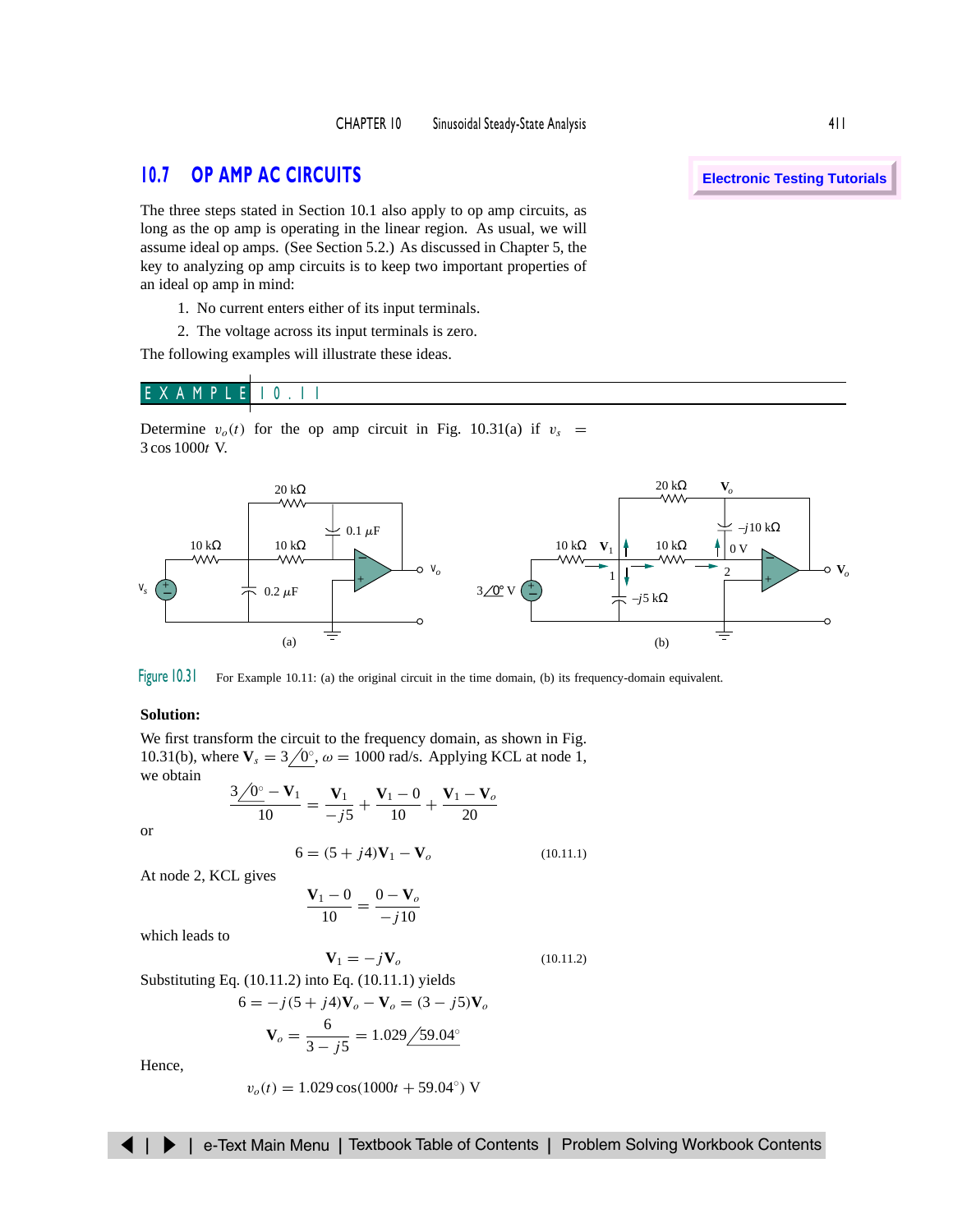## 10.7 OP AMP AC CIRCUITS

Electronic Testing Tutorials

The three steps stated in Section 10.1 also apply to op amp circuits, as long as the op amp is operating in the linear region. As usual, we will assume ideal op amps. (See Section 5.2.) As discussed in Chapter 5, the key to analyzing op amp circuits is to keep two important properties of an ideal op amp in mind:

1. No current enters either of its input terminals.
2. The voltage across its input terminals is zero.

The following examples will illustrate these ideas.

### EXAMPLE 10.11

Determine $v_o(t)$ for the op amp circuit in Fig. 10.31(a) if $v_s = 3\cos 1000t$ V.

Figure 10.31 For Example 10.11: (a) the original circuit in the time domain, (b) its frequency-domain equivalent.

**Solution:**

We first transform the circuit to the frequency domain, as shown in Fig. 10.31(b), where $\mathbf{V}_s = 3\underline{/0^\circ}$, $\omega = 1000$ rad/s. Applying KCL at node 1, we obtain

$$\frac{3\underline{/0^\circ} - \mathbf{V}_1}{10} = \frac{\mathbf{V}_1}{-j5} + \frac{\mathbf{V}_1 - 0}{10} + \frac{\mathbf{V}_1 - \mathbf{V}_o}{20}$$

or

$$6 = (5 + j4)\mathbf{V}_1 - \mathbf{V}_o \tag{10.11.1}$$

At node 2, KCL gives

$$\frac{\mathbf{V}_1 - 0}{10} = \frac{0 - \mathbf{V}_o}{-j10}$$

which leads to

$$\mathbf{V}_1 = -j\mathbf{V}_o \tag{10.11.2}$$

Substituting Eq. (10.11.2) into Eq. (10.11.1) yields

$$6 = -j(5 + j4)\mathbf{V}_o - \mathbf{V}_o = (3 - j5)\mathbf{V}_o$$

$$\mathbf{V}_o = \frac{6}{3 - j5} = 1.029\underline{/59.04^\circ}$$

Hence,

$$v_o(t) = 1.029\cos(1000t + 59.04^\circ) \text{ V}$$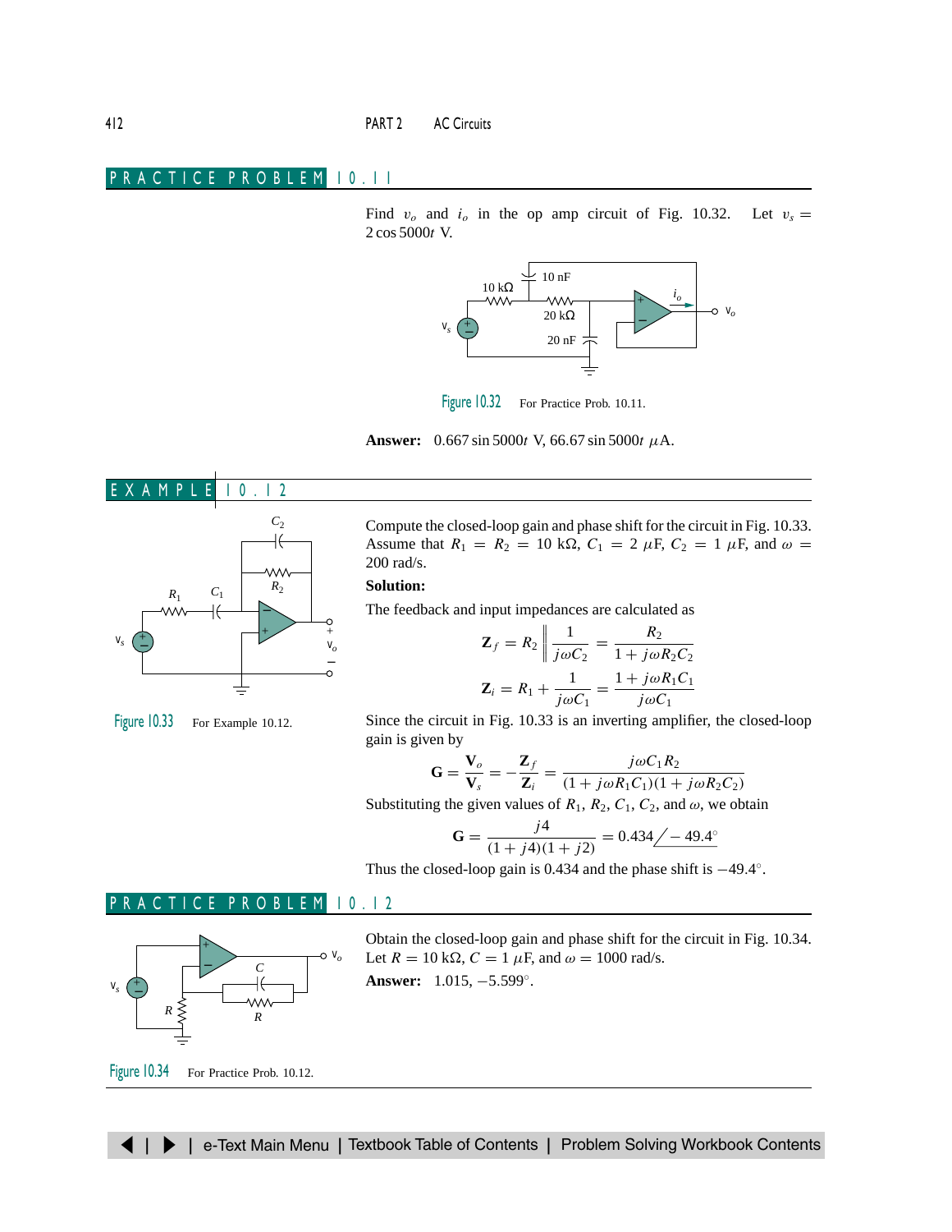## PRACTICE PROBLEM 10.11

Find $v_o$ and $i_o$ in the op amp circuit of Fig. 10.32. Let $v_s = 2\cos 5000t$ V.

Figure 10.32 For Practice Prob. 10.11.

**Answer:** $0.667 \sin 5000t$ V, $66.67 \sin 5000t$ $\mu$A.

## EXAMPLE 10.12

Compute the closed-loop gain and phase shift for the circuit in Fig. 10.33. Assume that $R_1 = R_2 = 10$ k$\Omega$, $C_1 = 2$ $\mu$F, $C_2 = 1$ $\mu$F, and $\omega = 200$ rad/s.

Figure 10.33 For Example 10.12.

**Solution:**

The feedback and input impedances are calculated as

$$\mathbf{Z}_f = R_2 \left\| \frac{1}{j\omega C_2} = \frac{R_2}{1 + j\omega R_2 C_2}\right.$$

$$\mathbf{Z}_i = R_1 + \frac{1}{j\omega C_1} = \frac{1 + j\omega R_1 C_1}{j\omega C_1}$$

Since the circuit in Fig. 10.33 is an inverting amplifier, the closed-loop gain is given by

$$\mathbf{G} = \frac{\mathbf{V}_o}{\mathbf{V}_s} = -\frac{\mathbf{Z}_f}{\mathbf{Z}_i} = \frac{j\omega C_1 R_2}{(1 + j\omega R_1 C_1)(1 + j\omega R_2 C_2)}$$

Substituting the given values of $R_1$, $R_2$, $C_1$, $C_2$, and $\omega$, we obtain

$$\mathbf{G} = \frac{j4}{(1 + j4)(1 + j2)} = 0.434 \underline{/-49.4^\circ}$$

Thus the closed-loop gain is 0.434 and the phase shift is $-49.4^\circ$.

## PRACTICE PROBLEM 10.12

Obtain the closed-loop gain and phase shift for the circuit in Fig. 10.34. Let $R = 10$ k$\Omega$, $C = 1$ $\mu$F, and $\omega = 1000$ rad/s.

**Answer:** 1.015, $-5.599^\circ$.

Figure 10.34 For Practice Prob. 10.12.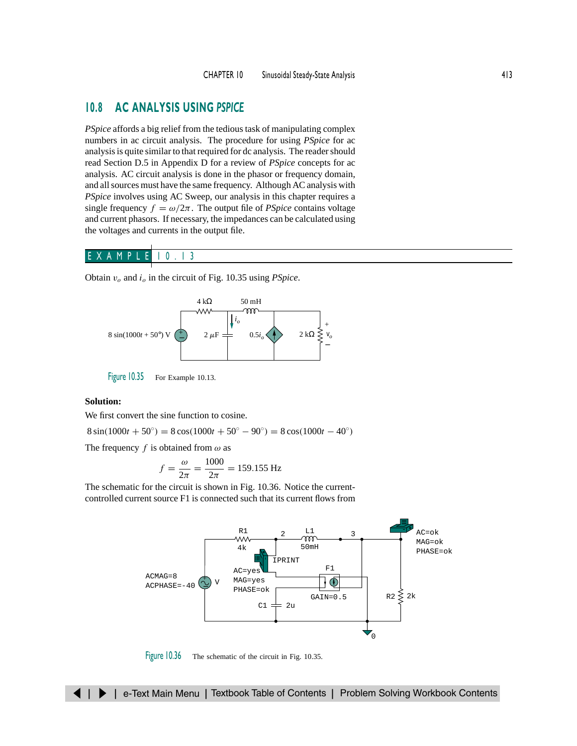## 10.8 AC ANALYSIS USING *PSPICE*

*PSpice* affords a big relief from the tedious task of manipulating complex numbers in ac circuit analysis. The procedure for using *PSpice* for ac analysis is quite similar to that required for dc analysis. The reader should read Section D.5 in Appendix D for a review of *PSpice* concepts for ac analysis. AC circuit analysis is done in the phasor or frequency domain, and all sources must have the same frequency. Although AC analysis with *PSpice* involves using AC Sweep, our analysis in this chapter requires a single frequency $f = \omega/2\pi$. The output file of *PSpice* contains voltage and current phasors. If necessary, the impedances can be calculated using the voltages and currents in the output file.

### EXAMPLE 10.13

Obtain $v_o$ and $i_o$ in the circuit of Fig. 10.35 using *PSpice*.

Figure 10.35 For Example 10.13.

**Solution:**

We first convert the sine function to cosine.

$$8\sin(1000t + 50^\circ) = 8\cos(1000t + 50^\circ - 90^\circ) = 8\cos(1000t - 40^\circ)$$

The frequency $f$ is obtained from $\omega$ as

$$f = \frac{\omega}{2\pi} = \frac{1000}{2\pi} = 159.155 \text{ Hz}$$

The schematic for the circuit is shown in Fig. 10.36. Notice the current-controlled current source F1 is connected such that its current flows from

Figure 10.36 The schematic of the circuit in Fig. 10.35.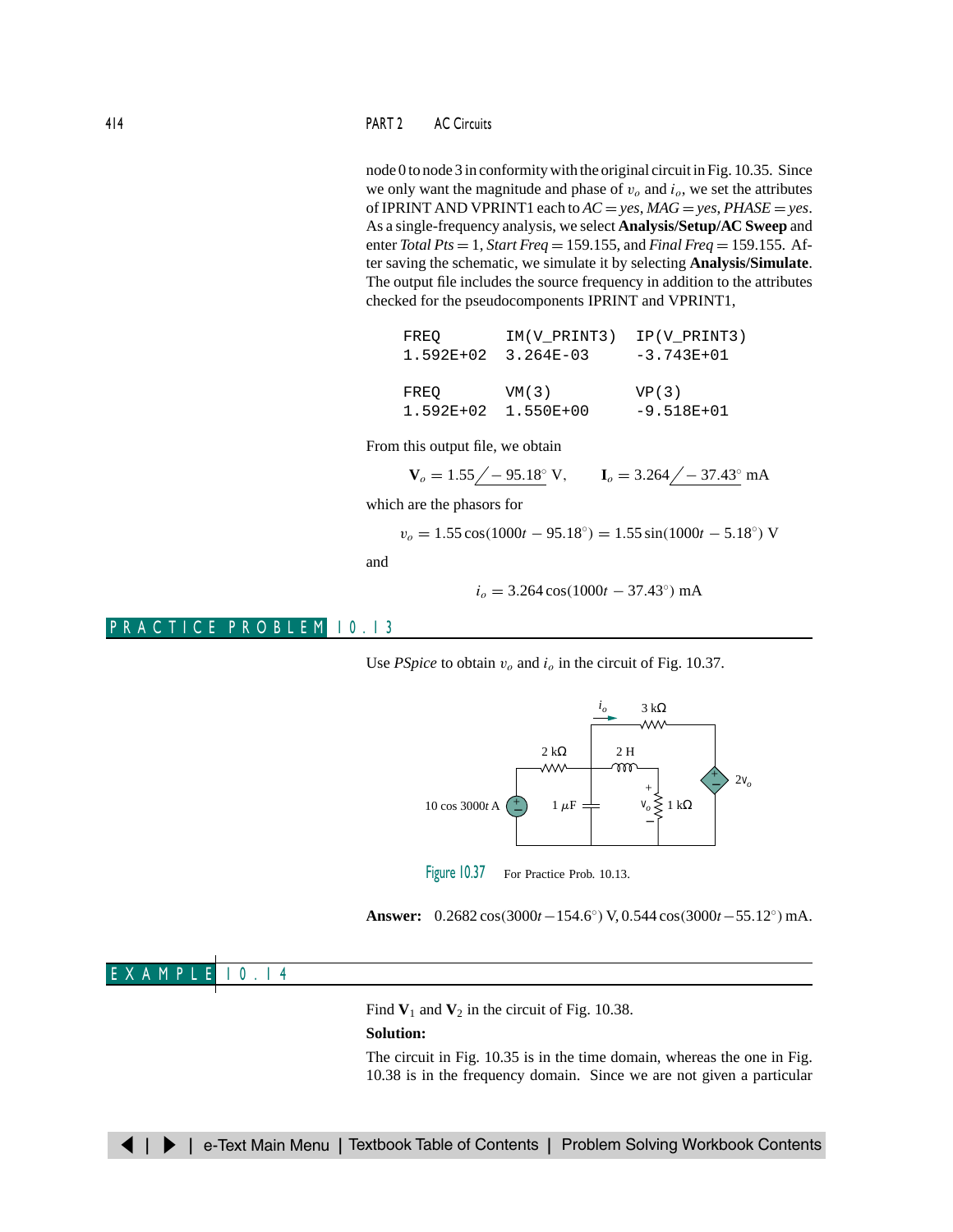node 0 to node 3 in conformity with the original circuit in Fig. 10.35. Since we only want the magnitude and phase of $v_o$ and $i_o$, we set the attributes of IPRINT AND VPRINT1 each to *AC* = *yes*, *MAG* = *yes*, *PHASE* = *yes*. As a single-frequency analysis, we select **Analysis/Setup/AC Sweep** and enter *Total Pts* = 1, *Start Freq* = 159.155, and *Final Freq* = 159.155. After saving the schematic, we simulate it by selecting **Analysis/Simulate**. The output file includes the source frequency in addition to the attributes checked for the pseudocomponents IPRINT and VPRINT1,

```
FREQ         IM(V_PRINT3)   IP(V_PRINT3)
1.592E+02    3.264E-03      -3.743E+01

FREQ         VM(3)          VP(3)
1.592E+02    1.550E+00      -9.518E+01
```

From this output file, we obtain

$$\mathbf{V}_o = 1.55\underline{/-95.18^\circ}\ \text{V}, \qquad \mathbf{I}_o = 3.264\underline{/-37.43^\circ}\ \text{mA}$$

which are the phasors for

$$v_o = 1.55\cos(1000t - 95.18^\circ) = 1.55\sin(1000t - 5.18^\circ)\ \text{V}$$

and

$$i_o = 3.264\cos(1000t - 37.43^\circ)\ \text{mA}$$

## PRACTICE PROBLEM 10.13

Use *PSpice* to obtain $v_o$ and $i_o$ in the circuit of Fig. 10.37.

Figure 10.37 For Practice Prob. 10.13.

**Answer:** $0.2682\cos(3000t - 154.6^\circ)$ V, $0.544\cos(3000t - 55.12^\circ)$ mA.

## EXAMPLE 10.14

Find $\mathbf{V}_1$ and $\mathbf{V}_2$ in the circuit of Fig. 10.38.

**Solution:**

The circuit in Fig. 10.35 is in the time domain, whereas the one in Fig. 10.38 is in the frequency domain. Since we are not given a particular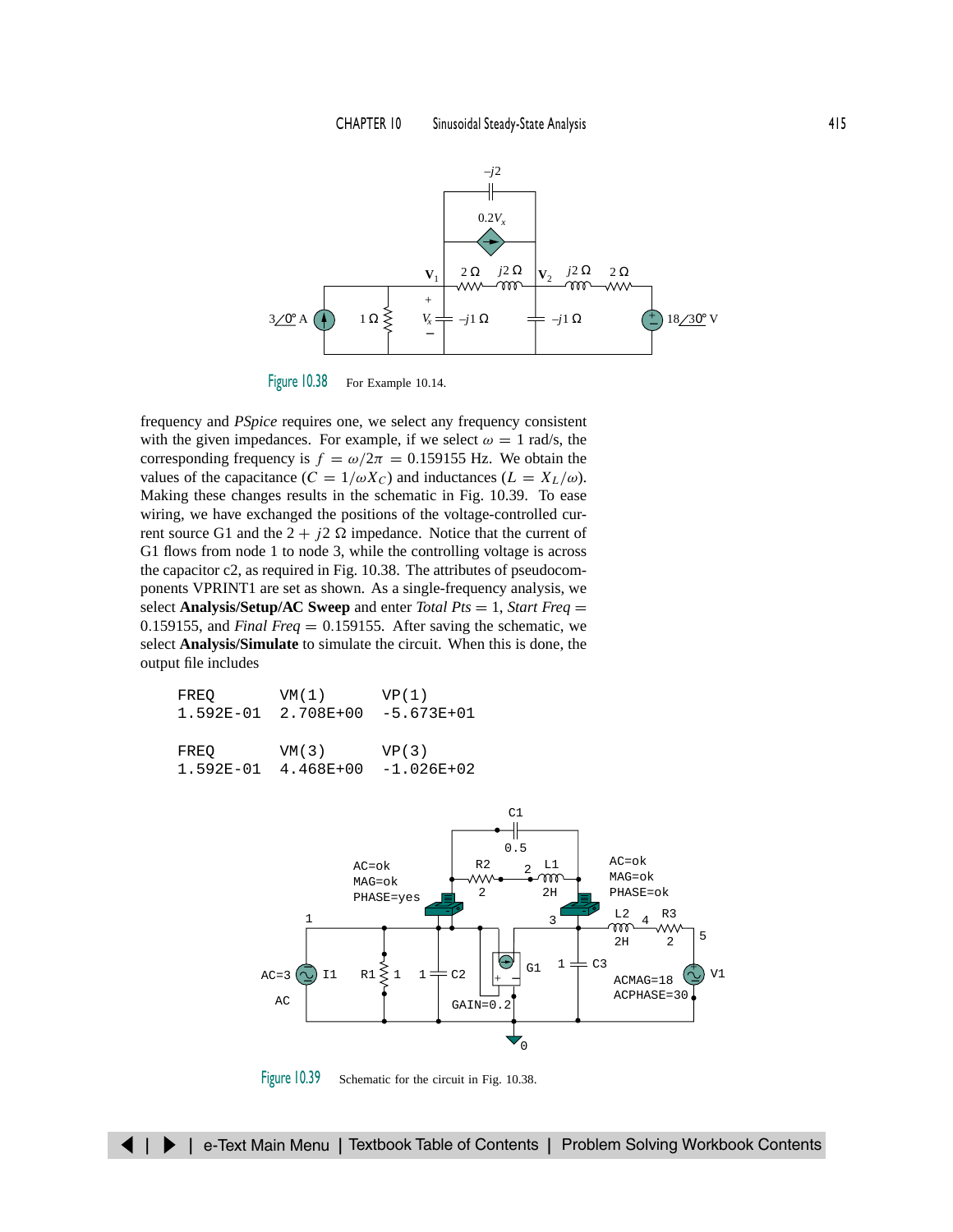Figure 10.38 For Example 10.14.

frequency and *PSpice* requires one, we select any frequency consistent with the given impedances. For example, if we select $\omega = 1$ rad/s, the corresponding frequency is $f = \omega/2\pi = 0.159155$ Hz. We obtain the values of the capacitance ($C = 1/\omega X_C$) and inductances ($L = X_L/\omega$). Making these changes results in the schematic in Fig. 10.39. To ease wiring, we have exchanged the positions of the voltage-controlled current source G1 and the $2 + j2\ \Omega$ impedance. Notice that the current of G1 flows from node 1 to node 3, while the controlling voltage is across the capacitor c2, as required in Fig. 10.38. The attributes of pseudocomponents VPRINT1 are set as shown. As a single-frequency analysis, we select **Analysis/Setup/AC Sweep** and enter *Total Pts* = 1, *Start Freq* = 0.159155, and *Final Freq* = 0.159155. After saving the schematic, we select **Analysis/Simulate** to simulate the circuit. When this is done, the output file includes

```
FREQ        VM(1)       VP(1)
1.592E-01   2.708E+00   -5.673E+01

FREQ        VM(3)       VP(3)
1.592E-01   4.468E+00   -1.026E+02
```

Figure 10.39 Schematic for the circuit in Fig. 10.38.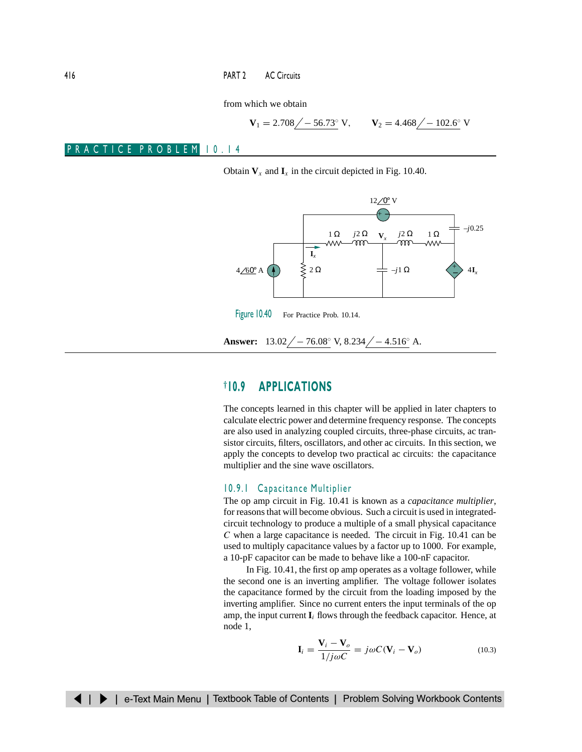from which we obtain

$$\mathbf{V}_1 = 2.708\underline{/-56.73^\circ}\ \text{V}, \qquad \mathbf{V}_2 = 4.468\underline{/-102.6^\circ}\ \text{V}$$

## PRACTICE PROBLEM 10.14

Obtain $\mathbf{V}_x$ and $\mathbf{I}_x$ in the circuit depicted in Fig. 10.40.

Figure 10.40 For Practice Prob. 10.14.

**Answer:** $13.02\underline{/-76.08^\circ}$ V, $8.234\underline{/-4.516^\circ}$ A.

## †10.9 APPLICATIONS

The concepts learned in this chapter will be applied in later chapters to calculate electric power and determine frequency response. The concepts are also used in analyzing coupled circuits, three-phase circuits, ac transistor circuits, filters, oscillators, and other ac circuits. In this section, we apply the concepts to develop two practical ac circuits: the capacitance multiplier and the sine wave oscillators.

### 10.9.1 Capacitance Multiplier

The op amp circuit in Fig. 10.41 is known as a *capacitance multiplier*, for reasons that will become obvious. Such a circuit is used in integrated-circuit technology to produce a multiple of a small physical capacitance $C$ when a large capacitance is needed. The circuit in Fig. 10.41 can be used to multiply capacitance values by a factor up to 1000. For example, a 10-pF capacitor can be made to behave like a 100-nF capacitor.

In Fig. 10.41, the first op amp operates as a voltage follower, while the second one is an inverting amplifier. The voltage follower isolates the capacitance formed by the circuit from the loading imposed by the inverting amplifier. Since no current enters the input terminals of the op amp, the input current $\mathbf{I}_i$ flows through the feedback capacitor. Hence, at node 1,

$$\mathbf{I}_i = \frac{\mathbf{V}_i - \mathbf{V}_o}{1/j\omega C} = j\omega C(\mathbf{V}_i - \mathbf{V}_o) \tag{10.3}$$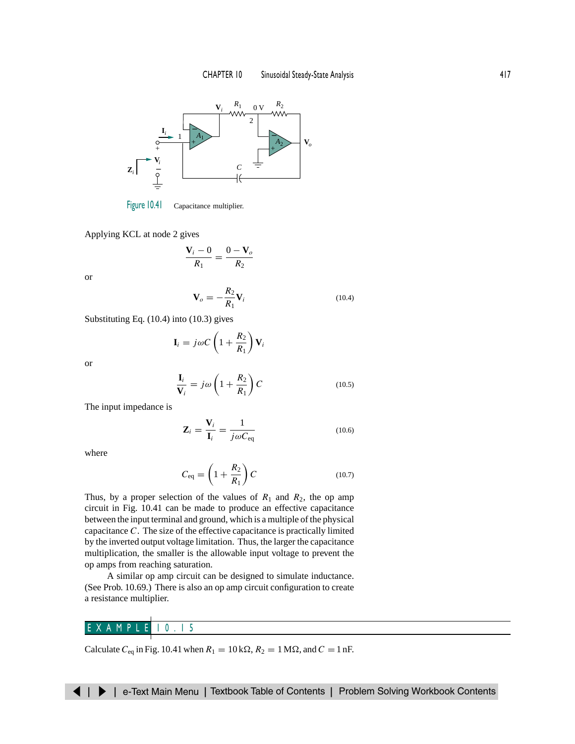Figure 10.41 Capacitance multiplier.

Applying KCL at node 2 gives

$$\frac{\mathbf{V}_i - 0}{R_1} = \frac{0 - \mathbf{V}_o}{R_2}$$

or

$$\mathbf{V}_o = -\frac{R_2}{R_1}\mathbf{V}_i \tag{10.4}$$

Substituting Eq. (10.4) into (10.3) gives

$$\mathbf{I}_i = j\omega C\left(1 + \frac{R_2}{R_1}\right)\mathbf{V}_i$$

or

$$\frac{\mathbf{I}_i}{\mathbf{V}_i} = j\omega\left(1 + \frac{R_2}{R_1}\right)C \tag{10.5}$$

The input impedance is

$$\mathbf{Z}_i = \frac{\mathbf{V}_i}{\mathbf{I}_i} = \frac{1}{j\omega C_{\text{eq}}} \tag{10.6}$$

where

$$C_{\text{eq}} = \left(1 + \frac{R_2}{R_1}\right)C \tag{10.7}$$

Thus, by a proper selection of the values of $R_1$ and $R_2$, the op amp circuit in Fig. 10.41 can be made to produce an effective capacitance between the input terminal and ground, which is a multiple of the physical capacitance $C$. The size of the effective capacitance is practically limited by the inverted output voltage limitation. Thus, the larger the capacitance multiplication, the smaller is the allowable input voltage to prevent the op amps from reaching saturation.

A similar op amp circuit can be designed to simulate inductance. (See Prob. 10.69.) There is also an op amp circuit configuration to create a resistance multiplier.

## EXAMPLE 10.15

Calculate $C_{\text{eq}}$ in Fig. 10.41 when $R_1 = 10\,\text{k}\Omega$, $R_2 = 1\,\text{M}\Omega$, and $C = 1\,\text{nF}$.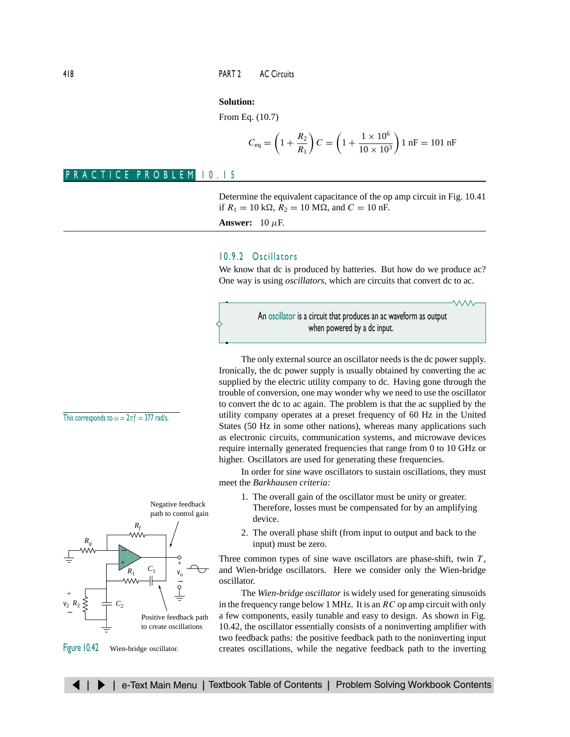**Solution:**

From Eq. (10.7)

$$C_{eq} = \left(1 + \frac{R_2}{R_1}\right) C = \left(1 + \frac{1 \times 10^6}{10 \times 10^3}\right) 1 \text{ nF} = 101 \text{ nF}$$

## PRACTICE PROBLEM 10.15

Determine the equivalent capacitance of the op amp circuit in Fig. 10.41 if $R_1 = 10$ kΩ, $R_2 = 10$ MΩ, and $C = 10$ nF.

**Answer:** 10 $\mu$F.

### 10.9.2 Oscillators

We know that dc is produced by batteries. But how do we produce ac? One way is using *oscillators*, which are circuits that convert dc to ac.

> An oscillator is a circuit that produces an ac waveform as output when powered by a dc input.

The only external source an oscillator needs is the dc power supply. Ironically, the dc power supply is usually obtained by converting the ac supplied by the electric utility company to dc. Having gone through the trouble of conversion, one may wonder why we need to use the oscillator to convert the dc to ac again. The problem is that the ac supplied by the utility company operates at a preset frequency of 60 Hz in the United States (50 Hz in some other nations), whereas many applications such as electronic circuits, communication systems, and microwave devices require internally generated frequencies that range from 0 to 10 GHz or higher. Oscillators are used for generating these frequencies.

This corresponds to $\omega = 2\pi f = 377$ rad/s.

In order for sine wave oscillators to sustain oscillations, they must meet the *Barkhausen criteria:*

1. The overall gain of the oscillator must be unity or greater. Therefore, losses must be compensated for by an amplifying device.
2. The overall phase shift (from input to output and back to the input) must be zero.

Three common types of sine wave oscillators are phase-shift, twin $T$, and Wien-bridge oscillators. Here we consider only the Wien-bridge oscillator.

The *Wien-bridge oscillator* is widely used for generating sinusoids in the frequency range below 1 MHz. It is an $RC$ op amp circuit with only a few components, easily tunable and easy to design. As shown in Fig. 10.42, the oscillator essentially consists of a noninverting amplifier with two feedback paths: the positive feedback path to the noninverting input creates oscillations, while the negative feedback path to the inverting

Figure 10.42 Wien-bridge oscillator.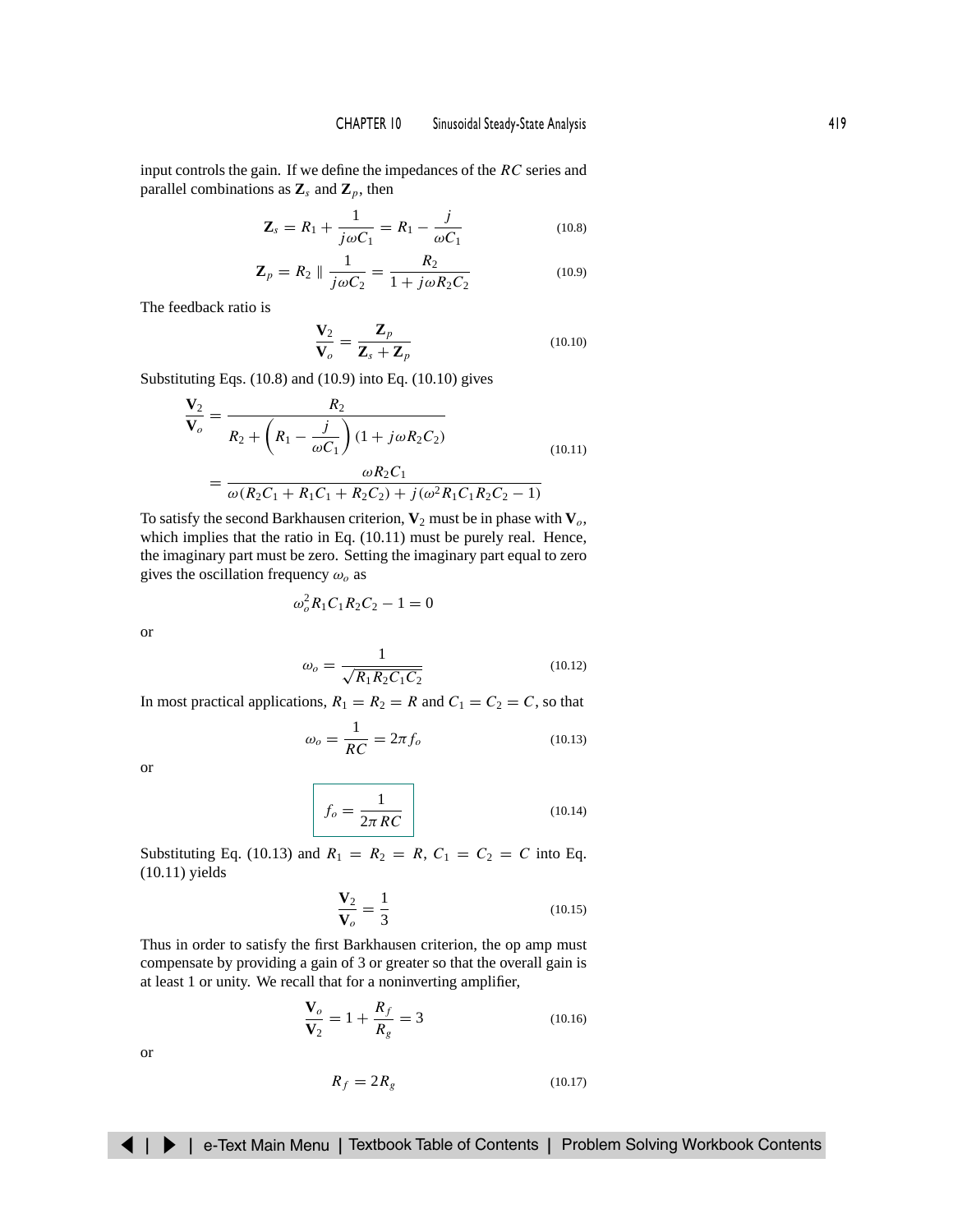input controls the gain. If we define the impedances of the $RC$ series and parallel combinations as $\mathbf{Z}_s$ and $\mathbf{Z}_p$, then

$$\mathbf{Z}_s = R_1 + \frac{1}{j\omega C_1} = R_1 - \frac{j}{\omega C_1} \tag{10.8}$$

$$\mathbf{Z}_p = R_2 \parallel \frac{1}{j\omega C_2} = \frac{R_2}{1 + j\omega R_2 C_2} \tag{10.9}$$

The feedback ratio is

$$\frac{\mathbf{V}_2}{\mathbf{V}_o} = \frac{\mathbf{Z}_p}{\mathbf{Z}_s + \mathbf{Z}_p} \tag{10.10}$$

Substituting Eqs. (10.8) and (10.9) into Eq. (10.10) gives

$$\begin{aligned}\frac{\mathbf{V}_2}{\mathbf{V}_o} &= \frac{R_2}{R_2 + \left(R_1 - \dfrac{j}{\omega C_1}\right)(1 + j\omega R_2 C_2)} \\ &= \frac{\omega R_2 C_1}{\omega(R_2 C_1 + R_1 C_1 + R_2 C_2) + j(\omega^2 R_1 C_1 R_2 C_2 - 1)}\end{aligned} \tag{10.11}$$

To satisfy the second Barkhausen criterion, $\mathbf{V}_2$ must be in phase with $\mathbf{V}_o$, which implies that the ratio in Eq. (10.11) must be purely real. Hence, the imaginary part must be zero. Setting the imaginary part equal to zero gives the oscillation frequency $\omega_o$ as

$$\omega_o^2 R_1 C_1 R_2 C_2 - 1 = 0$$

or

$$\omega_o = \frac{1}{\sqrt{R_1 R_2 C_1 C_2}} \tag{10.12}$$

In most practical applications, $R_1 = R_2 = R$ and $C_1 = C_2 = C$, so that

$$\omega_o = \frac{1}{RC} = 2\pi f_o \tag{10.13}$$

or

$$\boxed{f_o = \frac{1}{2\pi RC}} \tag{10.14}$$

Substituting Eq. (10.13) and $R_1 = R_2 = R$, $C_1 = C_2 = C$ into Eq. (10.11) yields

$$\frac{\mathbf{V}_2}{\mathbf{V}_o} = \frac{1}{3} \tag{10.15}$$

Thus in order to satisfy the first Barkhausen criterion, the op amp must compensate by providing a gain of 3 or greater so that the overall gain is at least 1 or unity. We recall that for a noninverting amplifier,

$$\frac{\mathbf{V}_o}{\mathbf{V}_2} = 1 + \frac{R_f}{R_g} = 3 \tag{10.16}$$

or

$$R_f = 2R_g \tag{10.17}$$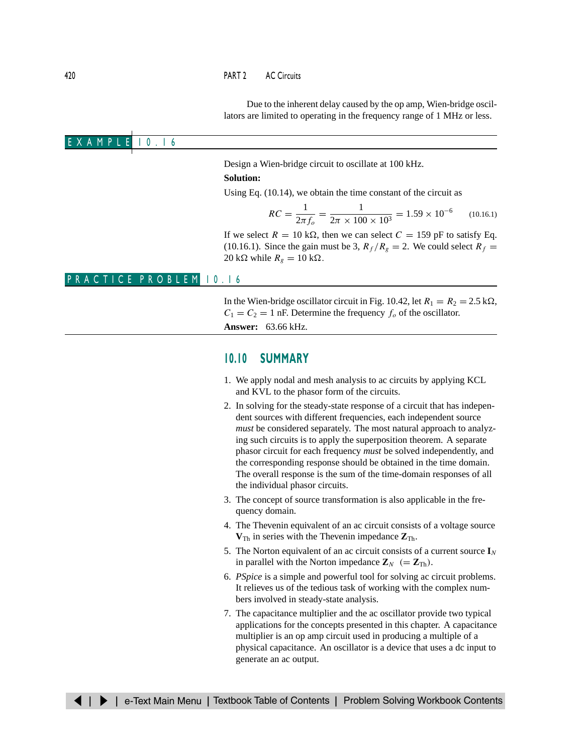Due to the inherent delay caused by the op amp, Wien-bridge oscillators are limited to operating in the frequency range of 1 MHz or less.

### EXAMPLE 10.16

Design a Wien-bridge circuit to oscillate at 100 kHz.

**Solution:**

Using Eq. (10.14), we obtain the time constant of the circuit as

$$RC = \frac{1}{2\pi f_o} = \frac{1}{2\pi \times 100 \times 10^3} = 1.59 \times 10^{-6} \qquad (10.16.1)$$

If we select $R = 10\ \text{k}\Omega$, then we can select $C = 159$ pF to satisfy Eq. (10.16.1). Since the gain must be 3, $R_f/R_g = 2$. We could select $R_f = 20\ \text{k}\Omega$ while $R_g = 10\ \text{k}\Omega$.

### PRACTICE PROBLEM 10.16

In the Wien-bridge oscillator circuit in Fig. 10.42, let $R_1 = R_2 = 2.5\ \text{k}\Omega$, $C_1 = C_2 = 1$ nF. Determine the frequency $f_o$ of the oscillator.

**Answer:** 63.66 kHz.

## 10.10 SUMMARY

1. We apply nodal and mesh analysis to ac circuits by applying KCL and KVL to the phasor form of the circuits.
2. In solving for the steady-state response of a circuit that has independent sources with different frequencies, each independent source *must* be considered separately. The most natural approach to analyzing such circuits is to apply the superposition theorem. A separate phasor circuit for each frequency *must* be solved independently, and the corresponding response should be obtained in the time domain. The overall response is the sum of the time-domain responses of all the individual phasor circuits.
3. The concept of source transformation is also applicable in the frequency domain.
4. The Thevenin equivalent of an ac circuit consists of a voltage source $\mathbf{V}_{\text{Th}}$ in series with the Thevenin impedance $\mathbf{Z}_{\text{Th}}$.
5. The Norton equivalent of an ac circuit consists of a current source $\mathbf{I}_N$ in parallel with the Norton impedance $\mathbf{Z}_N$ $(= \mathbf{Z}_{\text{Th}})$.
6. *PSpice* is a simple and powerful tool for solving ac circuit problems. It relieves us of the tedious task of working with the complex numbers involved in steady-state analysis.
7. The capacitance multiplier and the ac oscillator provide two typical applications for the concepts presented in this chapter. A capacitance multiplier is an op amp circuit used in producing a multiple of a physical capacitance. An oscillator is a device that uses a dc input to generate an ac output.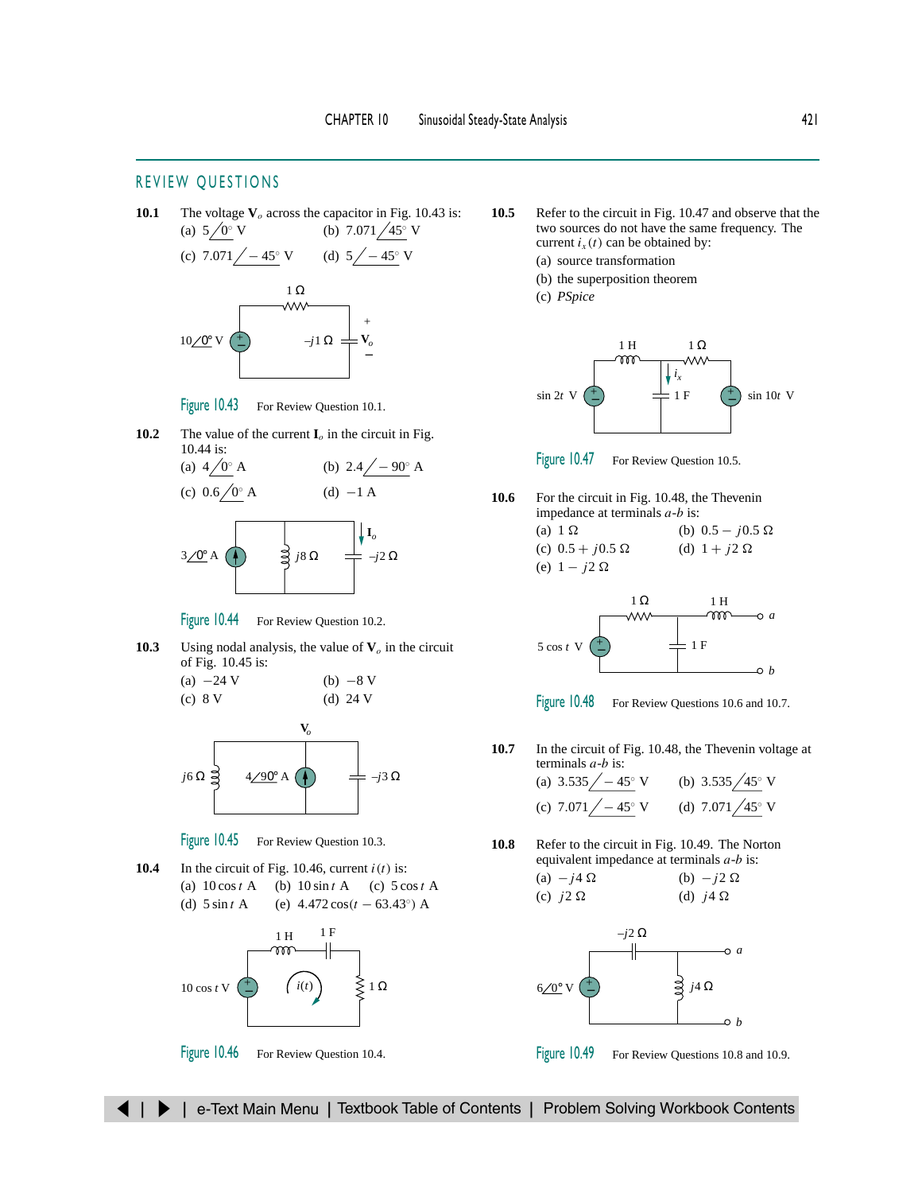## REVIEW QUESTIONS

**10.1** The voltage $\mathbf{V}_o$ across the capacitor in Fig. 10.43 is:

(a) $5\angle 0^\circ$ V  (b) $7.071\angle 45^\circ$ V

(c) $7.071\angle -45^\circ$ V  (d) $5\angle -45^\circ$ V

Figure 10.43 For Review Question 10.1.

**10.2** The value of the current $\mathbf{I}_o$ in the circuit in Fig. 10.44 is:

(a) $4\angle 0^\circ$ A  (b) $2.4\angle -90^\circ$ A

(c) $0.6\angle 0^\circ$ A  (d) $-1$ A

Figure 10.44 For Review Question 10.2.

**10.3** Using nodal analysis, the value of $\mathbf{V}_o$ in the circuit of Fig. 10.45 is:

(a) $-24$ V  (b) $-8$ V

(c) 8 V  (d) 24 V

Figure 10.45 For Review Question 10.3.

**10.4** In the circuit of Fig. 10.46, current $i(t)$ is:

(a) $10\cos t$ A  (b) $10\sin t$ A  (c) $5\cos t$ A

(d) $5\sin t$ A  (e) $4.472\cos(t - 63.43^\circ)$ A

Figure 10.46 For Review Question 10.4.

**10.5** Refer to the circuit in Fig. 10.47 and observe that the two sources do not have the same frequency. The current $i_x(t)$ can be obtained by:

(a) source transformation

(b) the superposition theorem

(c) *PSpice*

Figure 10.47 For Review Question 10.5.

**10.6** For the circuit in Fig. 10.48, the Thevenin impedance at terminals $a$-$b$ is:

(a) 1 Ω  (b) $0.5 - j0.5$ Ω

(c) $0.5 + j0.5$ Ω  (d) $1 + j2$ Ω

(e) $1 - j2$ Ω

Figure 10.48 For Review Questions 10.6 and 10.7.

**10.7** In the circuit of Fig. 10.48, the Thevenin voltage at terminals $a$-$b$ is:

(a) $3.535\angle -45^\circ$ V  (b) $3.535\angle 45^\circ$ V

(c) $7.071\angle -45^\circ$ V  (d) $7.071\angle 45^\circ$ V

**10.8** Refer to the circuit in Fig. 10.49. The Norton equivalent impedance at terminals $a$-$b$ is:

(a) $-j4$ Ω  (b) $-j2$ Ω

(c) $j2$ Ω  (d) $j4$ Ω

Figure 10.49 For Review Questions 10.8 and 10.9.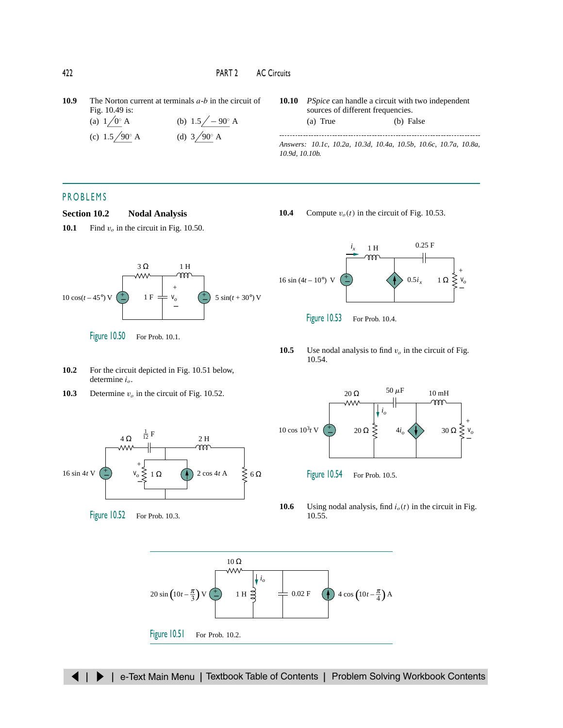**10.9** The Norton current at terminals *a*-*b* in the circuit of Fig. 10.49 is:

(a) $1\angle 0^\circ$ A (b) $1.5\angle -90^\circ$ A

(c) $1.5\angle 90^\circ$ A (d) $3\angle 90^\circ$ A

**10.10** *PSpice* can handle a circuit with two independent sources of different frequencies.

(a) True (b) False

*Answers:* 10.1c, 10.2a, 10.3d, 10.4a, 10.5b, 10.6c, 10.7a, 10.8a, 10.9d, 10.10b.

## PROBLEMS

### Section 10.2 Nodal Analysis

**10.1** Find $v_o$ in the circuit in Fig. 10.50.

Figure 10.50 For Prob. 10.1.

**10.2** For the circuit depicted in Fig. 10.51 below, determine $i_o$.

**10.3** Determine $v_o$ in the circuit of Fig. 10.52.

Figure 10.52 For Prob. 10.3.

**10.4** Compute $v_o(t)$ in the circuit of Fig. 10.53.

Figure 10.53 For Prob. 10.4.

**10.5** Use nodal analysis to find $v_o$ in the circuit of Fig. 10.54.

Figure 10.54 For Prob. 10.5.

**10.6** Using nodal analysis, find $i_o(t)$ in the circuit in Fig. 10.55.

Figure 10.51 For Prob. 10.2.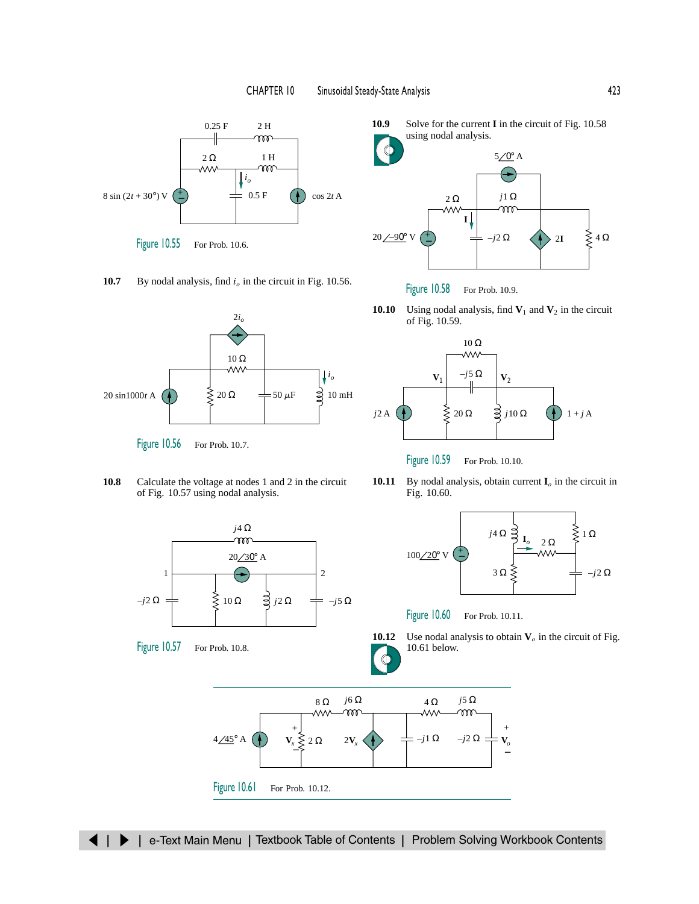Figure 10.55 For Prob. 10.6.

**10.7** By nodal analysis, find $i_o$ in the circuit in Fig. 10.56.

Figure 10.56 For Prob. 10.7.

**10.8** Calculate the voltage at nodes 1 and 2 in the circuit of Fig. 10.57 using nodal analysis.

Figure 10.57 For Prob. 10.8.

**10.9** Solve for the current **I** in the circuit of Fig. 10.58 using nodal analysis.

Figure 10.58 For Prob. 10.9.

**10.10** Using nodal analysis, find $\mathbf{V}_1$ and $\mathbf{V}_2$ in the circuit of Fig. 10.59.

Figure 10.59 For Prob. 10.10.

**10.11** By nodal analysis, obtain current $\mathbf{I}_o$ in the circuit in Fig. 10.60.

Figure 10.60 For Prob. 10.11.

**10.12** Use nodal analysis to obtain $\mathbf{V}_o$ in the circuit of Fig. 10.61 below.

Figure 10.61 For Prob. 10.12.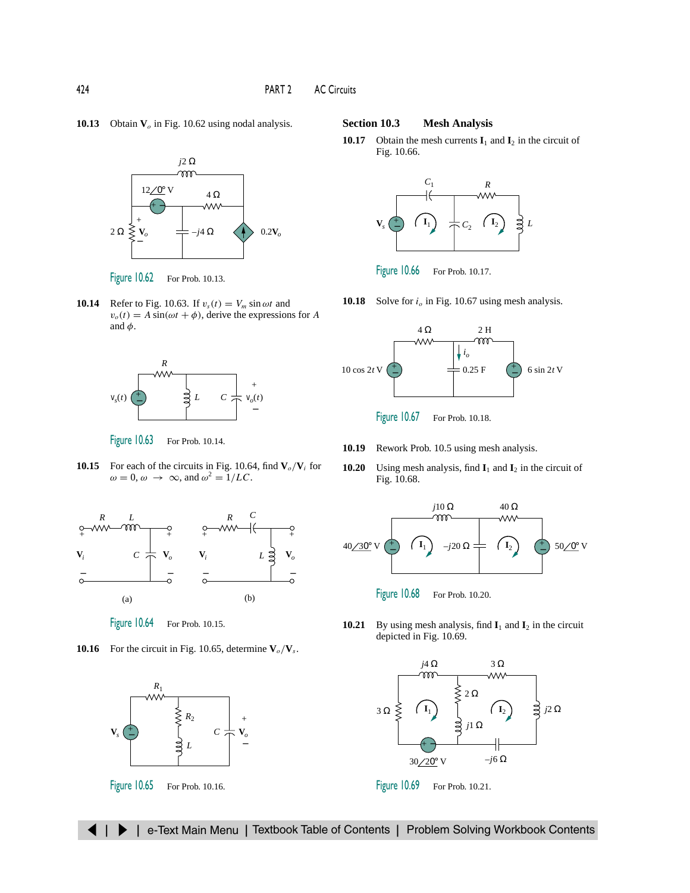**10.13** Obtain $\mathbf{V}_o$ in Fig. 10.62 using nodal analysis.

Figure 10.62 For Prob. 10.13.

**10.14** Refer to Fig. 10.63. If $v_s(t) = V_m \sin \omega t$ and $v_o(t) = A \sin(\omega t + \phi)$, derive the expressions for $A$ and $\phi$.

Figure 10.63 For Prob. 10.14.

**10.15** For each of the circuits in Fig. 10.64, find $\mathbf{V}_o/\mathbf{V}_i$ for $\omega = 0$, $\omega \rightarrow \infty$, and $\omega^2 = 1/LC$.

(a) (b)

Figure 10.64 For Prob. 10.15.

**10.16** For the circuit in Fig. 10.65, determine $\mathbf{V}_o/\mathbf{V}_s$.

Figure 10.65 For Prob. 10.16.

## Section 10.3 Mesh Analysis

**10.17** Obtain the mesh currents $\mathbf{I}_1$ and $\mathbf{I}_2$ in the circuit of Fig. 10.66.

Figure 10.66 For Prob. 10.17.

**10.18** Solve for $i_o$ in Fig. 10.67 using mesh analysis.

Figure 10.67 For Prob. 10.18.

**10.19** Rework Prob. 10.5 using mesh analysis.

**10.20** Using mesh analysis, find $\mathbf{I}_1$ and $\mathbf{I}_2$ in the circuit of Fig. 10.68.

Figure 10.68 For Prob. 10.20.

**10.21** By using mesh analysis, find $\mathbf{I}_1$ and $\mathbf{I}_2$ in the circuit depicted in Fig. 10.69.

Figure 10.69 For Prob. 10.21.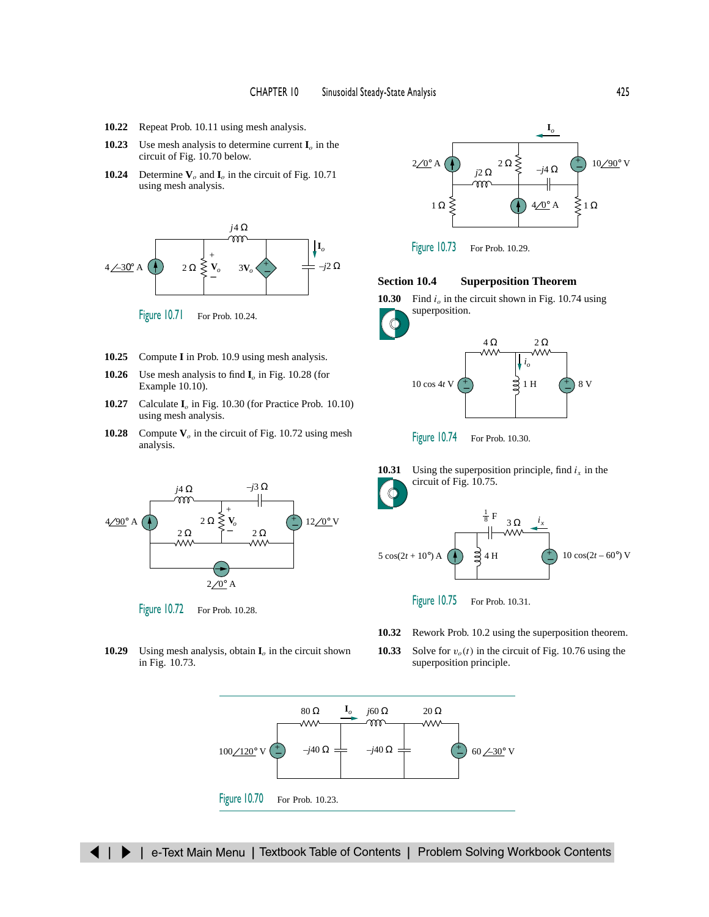**10.22** Repeat Prob. 10.11 using mesh analysis.

**10.23** Use mesh analysis to determine current $\mathbf{I}_o$ in the circuit of Fig. 10.70 below.

**10.24** Determine $\mathbf{V}_o$ and $\mathbf{I}_o$ in the circuit of Fig. 10.71 using mesh analysis.

Figure 10.71 For Prob. 10.24.

**10.25** Compute $\mathbf{I}$ in Prob. 10.9 using mesh analysis.

**10.26** Use mesh analysis to find $\mathbf{I}_o$ in Fig. 10.28 (for Example 10.10).

**10.27** Calculate $\mathbf{I}_o$ in Fig. 10.30 (for Practice Prob. 10.10) using mesh analysis.

**10.28** Compute $\mathbf{V}_o$ in the circuit of Fig. 10.72 using mesh analysis.

Figure 10.72 For Prob. 10.28.

**10.29** Using mesh analysis, obtain $\mathbf{I}_o$ in the circuit shown in Fig. 10.73.

Figure 10.73 For Prob. 10.29.

## Section 10.4 Superposition Theorem

**10.30** Find $i_o$ in the circuit shown in Fig. 10.74 using superposition.

Figure 10.74 For Prob. 10.30.

**10.31** Using the superposition principle, find $i_x$ in the circuit of Fig. 10.75.

Figure 10.75 For Prob. 10.31.

**10.32** Rework Prob. 10.2 using the superposition theorem.

**10.33** Solve for $v_o(t)$ in the circuit of Fig. 10.76 using the superposition principle.

Figure 10.70 For Prob. 10.23.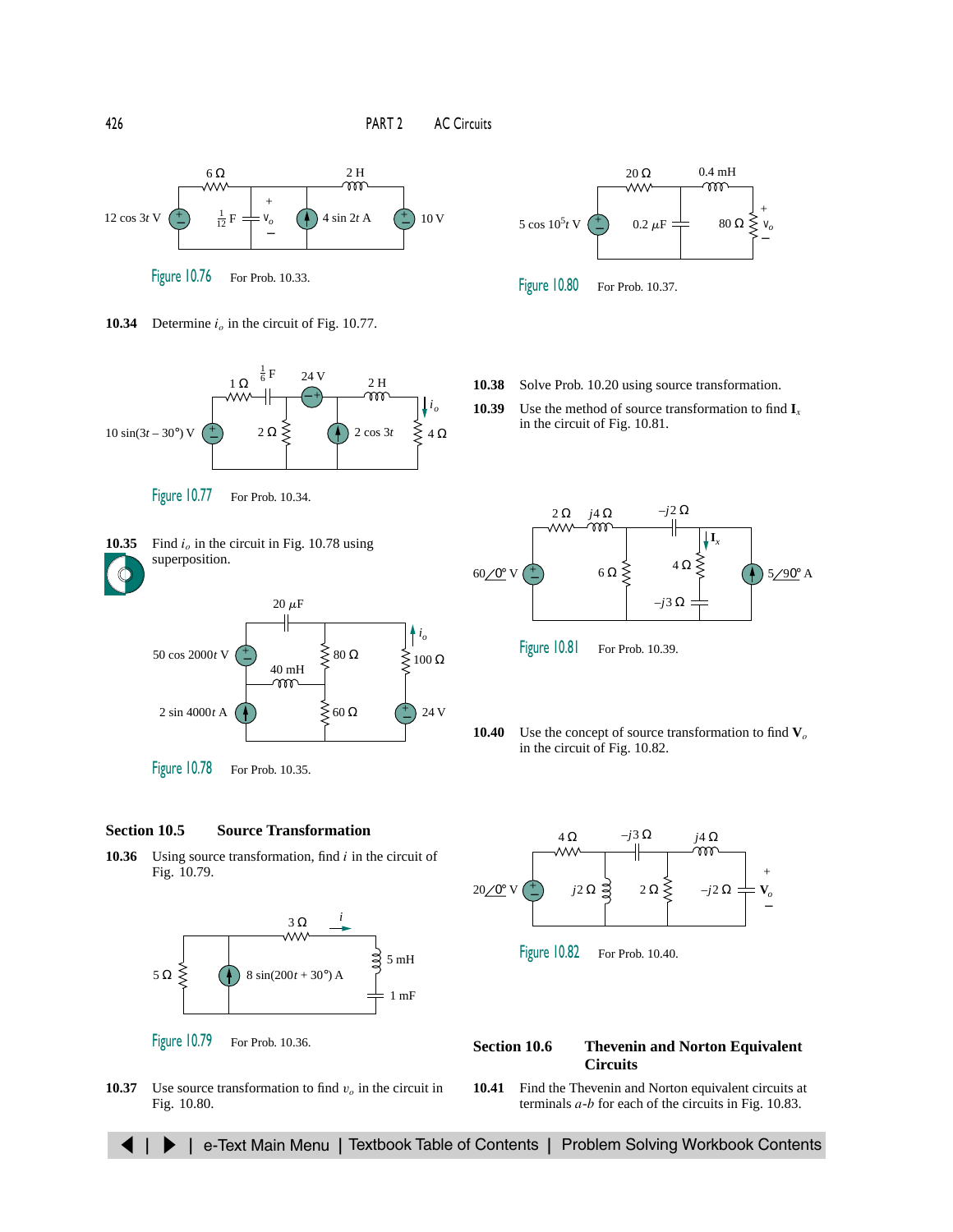Figure 10.76 For Prob. 10.33.

Figure 10.80 For Prob. 10.37.

**10.34** Determine $i_o$ in the circuit of Fig. 10.77.

Figure 10.77 For Prob. 10.34.

**10.35** Find $i_o$ in the circuit in Fig. 10.78 using superposition.

Figure 10.78 For Prob. 10.35.

## Section 10.5 Source Transformation

**10.36** Using source transformation, find $i$ in the circuit of Fig. 10.79.

Figure 10.79 For Prob. 10.36.

**10.37** Use source transformation to find $v_o$ in the circuit in Fig. 10.80.

**10.38** Solve Prob. 10.20 using source transformation.

**10.39** Use the method of source transformation to find $\mathbf{I}_x$ in the circuit of Fig. 10.81.

Figure 10.81 For Prob. 10.39.

**10.40** Use the concept of source transformation to find $\mathbf{V}_o$ in the circuit of Fig. 10.82.

Figure 10.82 For Prob. 10.40.

## Section 10.6 Thevenin and Norton Equivalent Circuits

**10.41** Find the Thevenin and Norton equivalent circuits at terminals $a$-$b$ for each of the circuits in Fig. 10.83.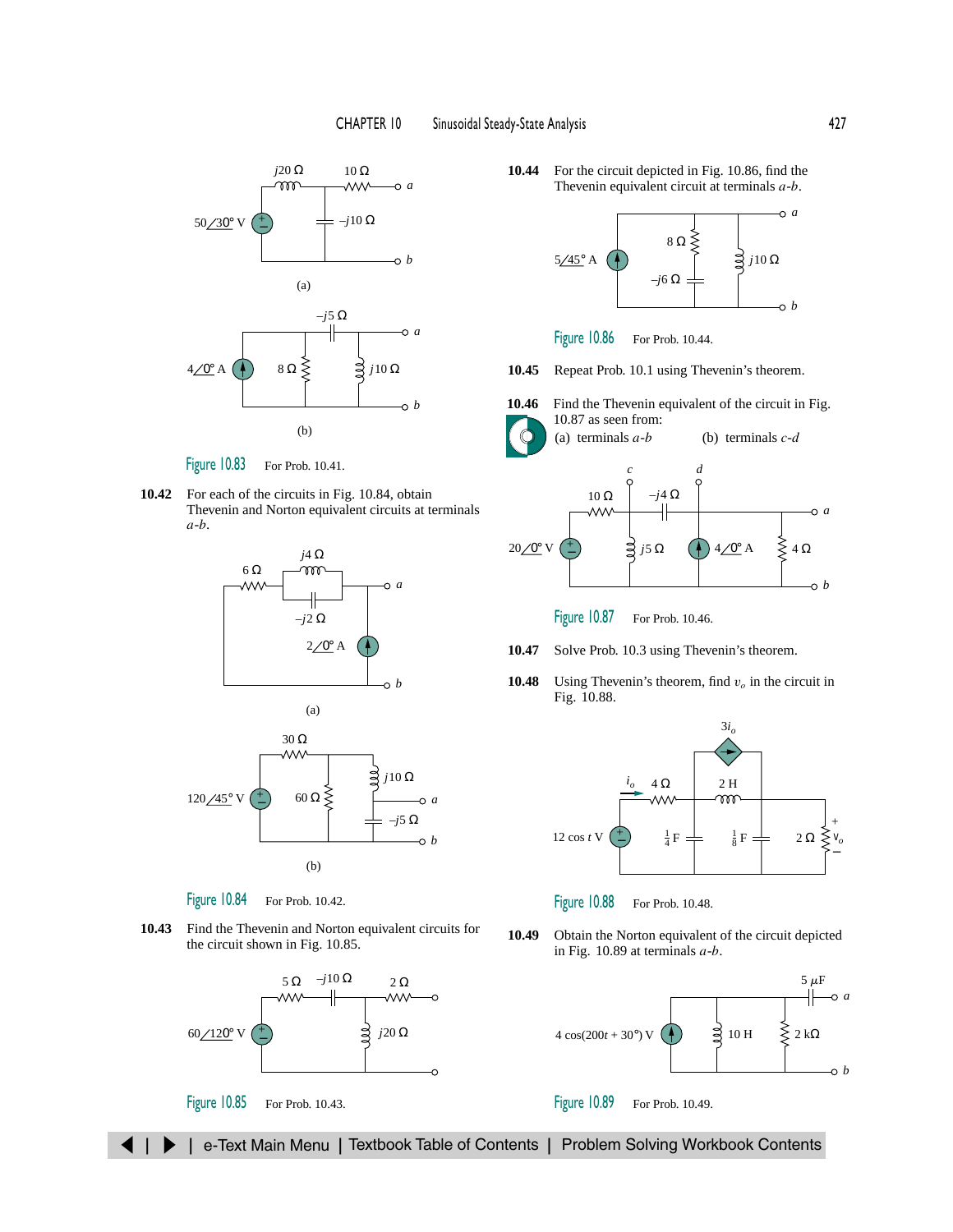Figure 10.83 For Prob. 10.41.

**10.42** For each of the circuits in Fig. 10.84, obtain Thevenin and Norton equivalent circuits at terminals *a*-*b*.

Figure 10.84 For Prob. 10.42.

**10.43** Find the Thevenin and Norton equivalent circuits for the circuit shown in Fig. 10.85.

Figure 10.85 For Prob. 10.43.

**10.44** For the circuit depicted in Fig. 10.86, find the Thevenin equivalent circuit at terminals *a*-*b*.

Figure 10.86 For Prob. 10.44.

**10.45** Repeat Prob. 10.1 using Thevenin's theorem.

**10.46** Find the Thevenin equivalent of the circuit in Fig. 10.87 as seen from:
(a) terminals *a*-*b* (b) terminals *c*-*d*

Figure 10.87 For Prob. 10.46.

**10.47** Solve Prob. 10.3 using Thevenin's theorem.

**10.48** Using Thevenin's theorem, find $v_o$ in the circuit in Fig. 10.88.

Figure 10.88 For Prob. 10.48.

**10.49** Obtain the Norton equivalent of the circuit depicted in Fig. 10.89 at terminals *a*-*b*.

Figure 10.89 For Prob. 10.49.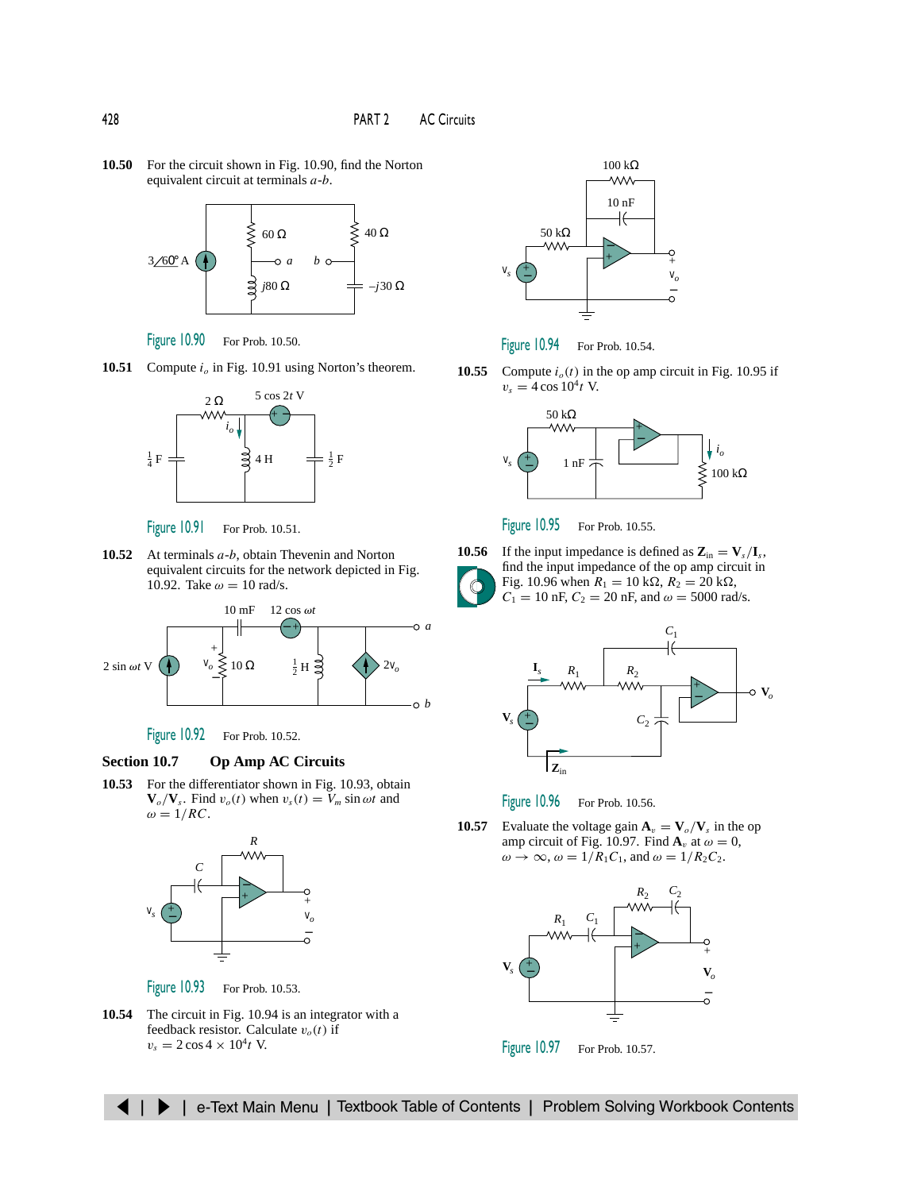**10.50** For the circuit shown in Fig. 10.90, find the Norton equivalent circuit at terminals *a*-*b*.

Figure 10.90 For Prob. 10.50.

**10.51** Compute $i_o$ in Fig. 10.91 using Norton's theorem.

Figure 10.91 For Prob. 10.51.

**10.52** At terminals *a*-*b*, obtain Thevenin and Norton equivalent circuits for the network depicted in Fig. 10.92. Take $\omega = 10$ rad/s.

Figure 10.92 For Prob. 10.52.

## Section 10.7 Op Amp AC Circuits

**10.53** For the differentiator shown in Fig. 10.93, obtain $\mathbf{V}_o/\mathbf{V}_s$. Find $v_o(t)$ when $v_s(t) = V_m \sin \omega t$ and $\omega = 1/RC$.

Figure 10.93 For Prob. 10.53.

**10.54** The circuit in Fig. 10.94 is an integrator with a feedback resistor. Calculate $v_o(t)$ if $v_s = 2\cos 4 \times 10^4 t$ V.

Figure 10.94 For Prob. 10.54.

**10.55** Compute $i_o(t)$ in the op amp circuit in Fig. 10.95 if $v_s = 4\cos 10^4 t$ V.

Figure 10.95 For Prob. 10.55.

**10.56** If the input impedance is defined as $\mathbf{Z}_{\text{in}} = \mathbf{V}_s/\mathbf{I}_s$, find the input impedance of the op amp circuit in Fig. 10.96 when $R_1 = 10$ kΩ, $R_2 = 20$ kΩ, $C_1 = 10$ nF, $C_2 = 20$ nF, and $\omega = 5000$ rad/s.

Figure 10.96 For Prob. 10.56.

**10.57** Evaluate the voltage gain $\mathbf{A}_v = \mathbf{V}_o/\mathbf{V}_s$ in the op amp circuit of Fig. 10.97. Find $\mathbf{A}_v$ at $\omega = 0$, $\omega \to \infty$, $\omega = 1/R_1C_1$, and $\omega = 1/R_2C_2$.

Figure 10.97 For Prob. 10.57.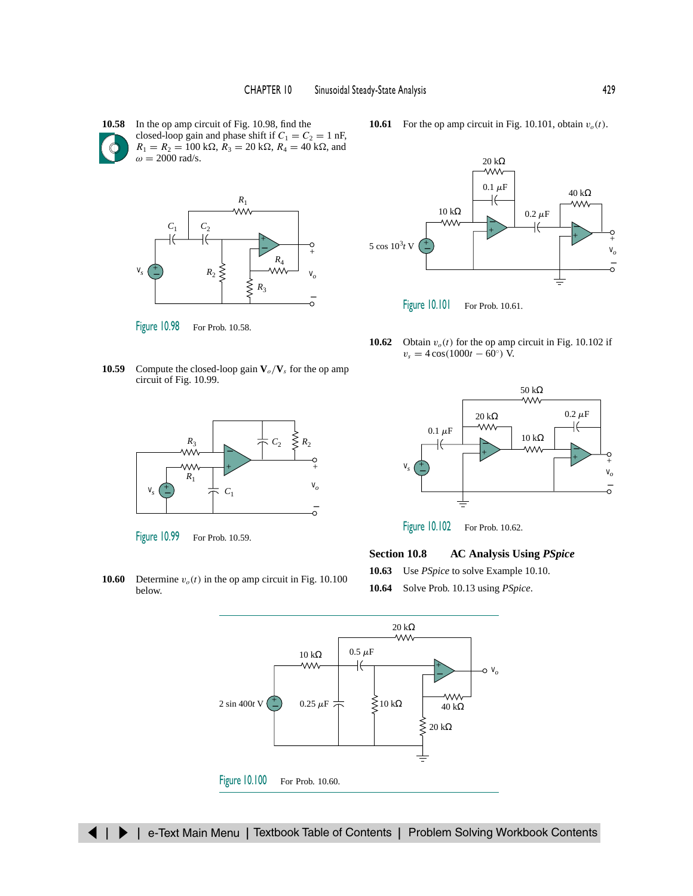**10.58** In the op amp circuit of Fig. 10.98, find the closed-loop gain and phase shift if $C_1 = C_2 = 1$ nF, $R_1 = R_2 = 100$ kΩ, $R_3 = 20$ kΩ, $R_4 = 40$ kΩ, and $\omega = 2000$ rad/s.

Figure 10.98 For Prob. 10.58.

**10.59** Compute the closed-loop gain $\mathbf{V}_o/\mathbf{V}_s$ for the op amp circuit of Fig. 10.99.

Figure 10.99 For Prob. 10.59.

**10.60** Determine $v_o(t)$ in the op amp circuit in Fig. 10.100 below.

**10.61** For the op amp circuit in Fig. 10.101, obtain $v_o(t)$.

Figure 10.101 For Prob. 10.61.

**10.62** Obtain $v_o(t)$ for the op amp circuit in Fig. 10.102 if $v_s = 4\cos(1000t - 60°)$ V.

Figure 10.102 For Prob. 10.62.

## Section 10.8 AC Analysis Using *PSpice*

**10.63** Use *PSpice* to solve Example 10.10.

**10.64** Solve Prob. 10.13 using *PSpice*.

Figure 10.100 For Prob. 10.60.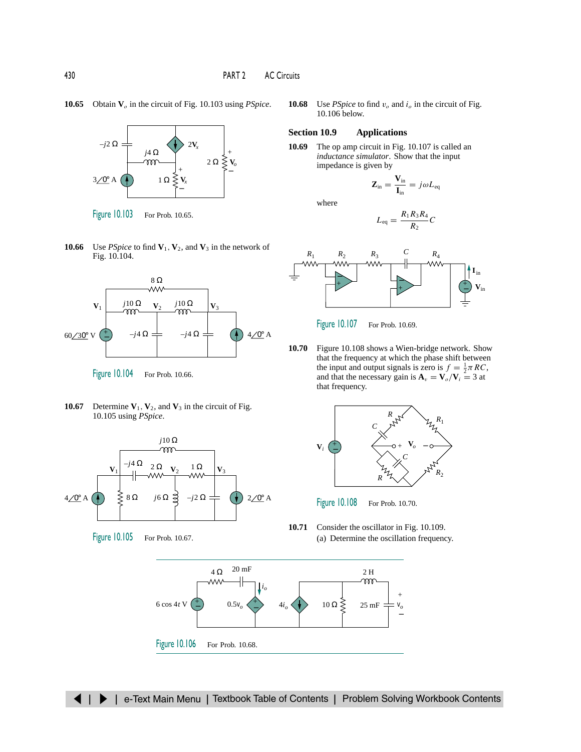**10.65** Obtain $\mathbf{V}_o$ in the circuit of Fig. 10.103 using *PSpice*.

Figure 10.103 For Prob. 10.65.

**10.66** Use *PSpice* to find $\mathbf{V}_1$, $\mathbf{V}_2$, and $\mathbf{V}_3$ in the network of Fig. 10.104.

Figure 10.104 For Prob. 10.66.

**10.67** Determine $\mathbf{V}_1$, $\mathbf{V}_2$, and $\mathbf{V}_3$ in the circuit of Fig. 10.105 using *PSpice*.

Figure 10.105 For Prob. 10.67.

**10.68** Use *PSpice* to find $v_o$ and $i_o$ in the circuit of Fig. 10.106 below.

## Section 10.9 Applications

**10.69** The op amp circuit in Fig. 10.107 is called an *inductance simulator*. Show that the input impedance is given by

$$\mathbf{Z}_{\text{in}} = \frac{\mathbf{V}_{\text{in}}}{\mathbf{I}_{\text{in}}} = j\omega L_{\text{eq}}$$

where

$$L_{\text{eq}} = \frac{R_1 R_3 R_4}{R_2} C$$

Figure 10.107 For Prob. 10.69.

**10.70** Figure 10.108 shows a Wien-bridge network. Show that the frequency at which the phase shift between the input and output signals is zero is $f = \frac{1}{2}\pi RC$, and that the necessary gain is $\mathbf{A}_v = \mathbf{V}_o/\mathbf{V}_i = 3$ at that frequency.

Figure 10.108 For Prob. 10.70.

**10.71** Consider the oscillator in Fig. 10.109.

(a) Determine the oscillation frequency.

Figure 10.106 For Prob. 10.68.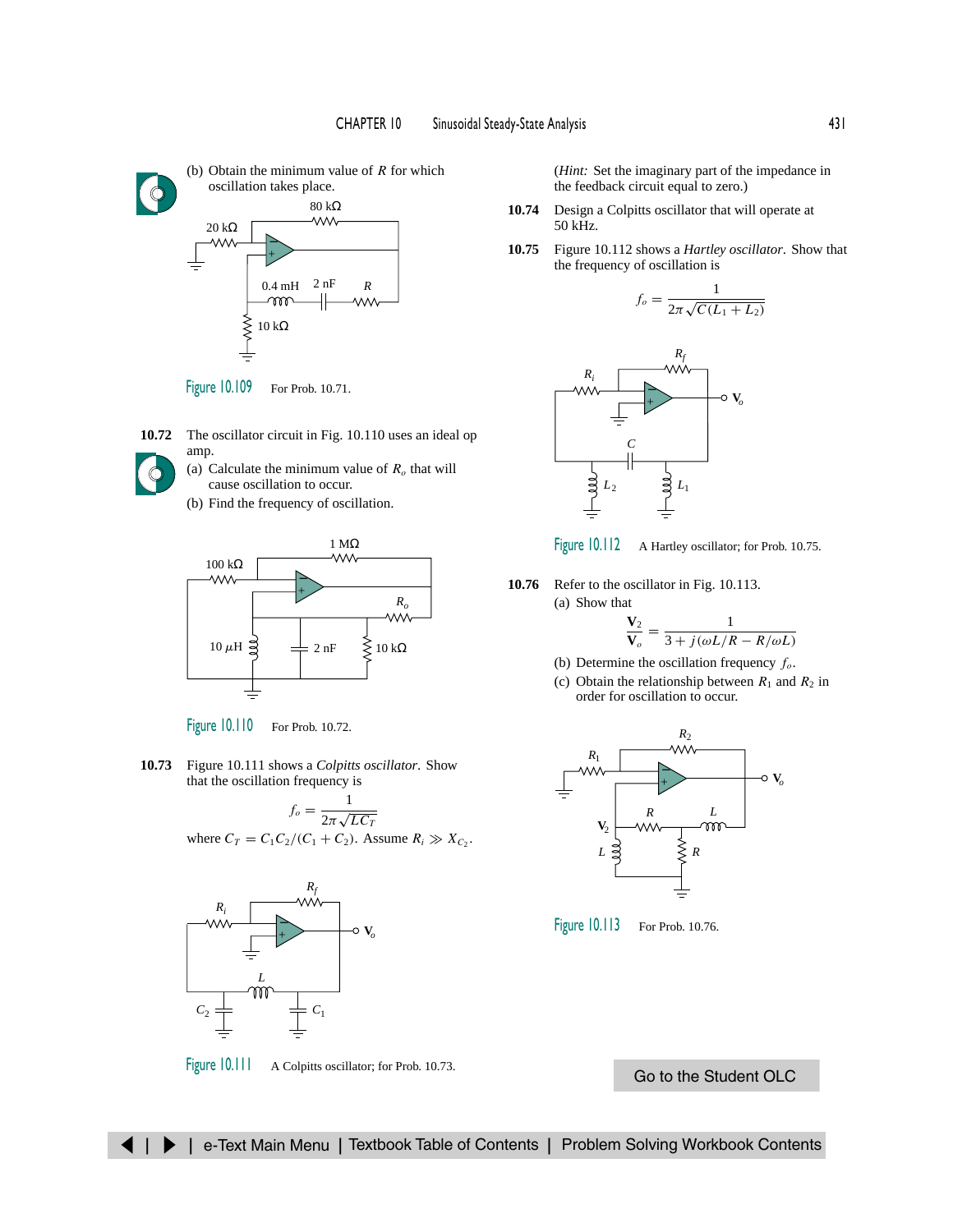(b) Obtain the minimum value of $R$ for which oscillation takes place.

80 kΩ

20 kΩ

0.4 mH

2 nF

$R$

10 kΩ

Figure 10.109 For Prob. 10.71.

**10.72** The oscillator circuit in Fig. 10.110 uses an ideal op amp.

(a) Calculate the minimum value of $R_o$ that will cause oscillation to occur.

(b) Find the frequency of oscillation.

1 MΩ

100 kΩ

$R_o$

10 μH

2 nF

10 kΩ

Figure 10.110 For Prob. 10.72.

**10.73** Figure 10.111 shows a *Colpitts oscillator*. Show that the oscillation frequency is

$$f_o = \frac{1}{2\pi\sqrt{LC_T}}$$

where $C_T = C_1C_2/(C_1 + C_2)$. Assume $R_i \gg X_{C_2}$.

$R_f$

$R_i$

$\mathbf{V}_o$

$L$

$C_2$

$C_1$

Figure 10.111 A Colpitts oscillator; for Prob. 10.73.

(*Hint:* Set the imaginary part of the impedance in the feedback circuit equal to zero.)

**10.74** Design a Colpitts oscillator that will operate at 50 kHz.

**10.75** Figure 10.112 shows a *Hartley oscillator*. Show that the frequency of oscillation is

$$f_o = \frac{1}{2\pi\sqrt{C(L_1 + L_2)}}$$

$R_f$

$R_i$

$\mathbf{V}_o$

$C$

$L_2$

$L_1$

Figure 10.112 A Hartley oscillator; for Prob. 10.75.

**10.76** Refer to the oscillator in Fig. 10.113.

(a) Show that

$$\frac{\mathbf{V}_2}{\mathbf{V}_o} = \frac{1}{3 + j(\omega L/R - R/\omega L)}$$

(b) Determine the oscillation frequency $f_o$.

(c) Obtain the relationship between $R_1$ and $R_2$ in order for oscillation to occur.

$R_2$

$R_1$

$\mathbf{V}_o$

$\mathbf{V}_2$

$R$

$L$

$L$

$R$

Figure 10.113 For Prob. 10.76.